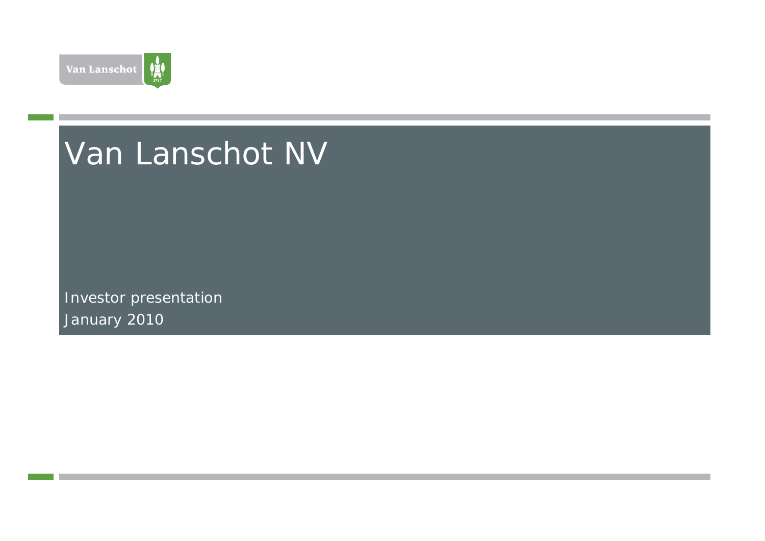# Van Lanschot NV

Investor presentation

January 2010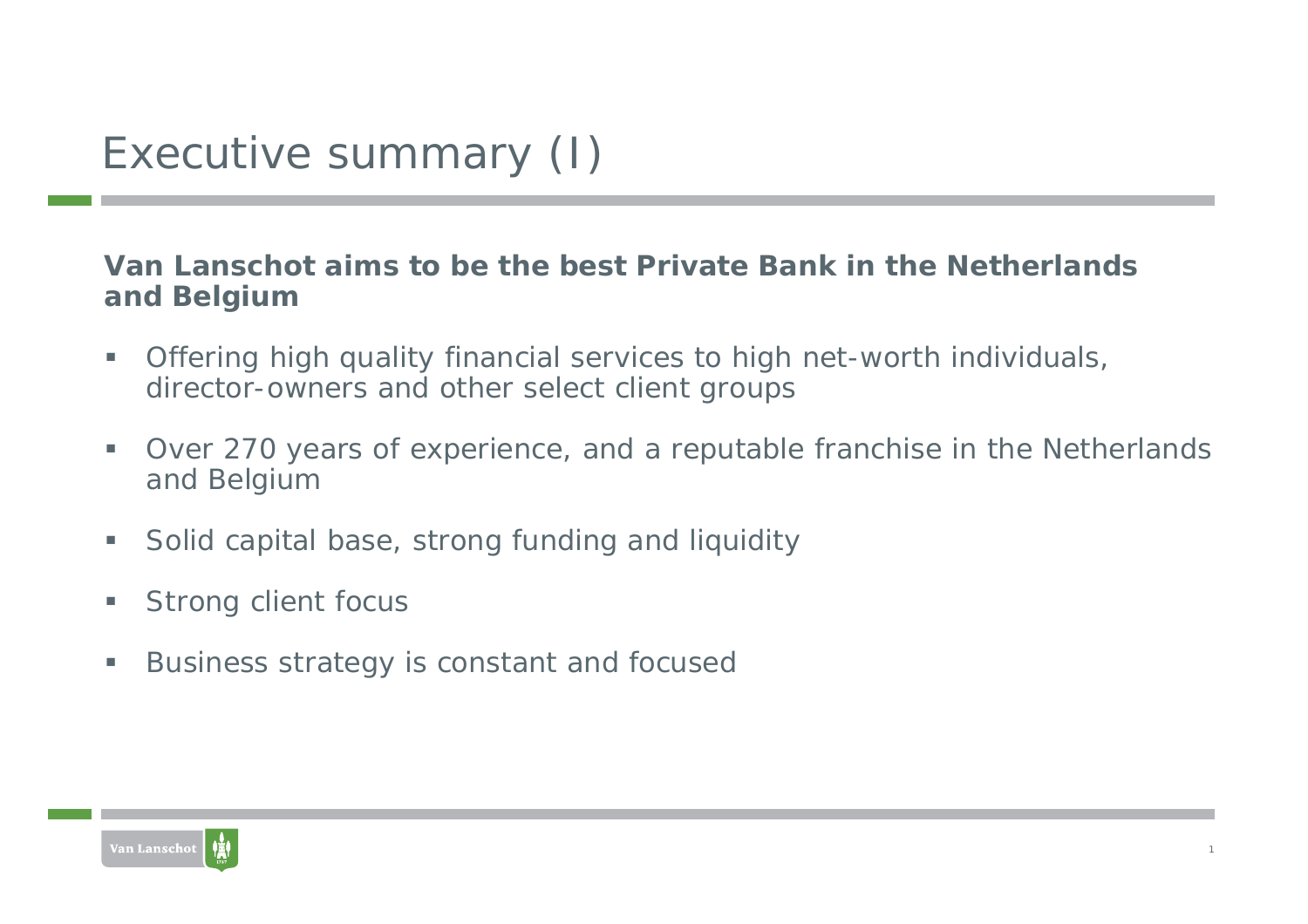# Executive summary (I)

**Van Lanschot aims to be the best Private Bank in the Netherlands and Belgium**

- Offering high quality financial services to high net-worth individuals, director-owners and other select client groups
- Over 270 years of experience, and a reputable franchise in the Netherlands and Belgium
- Solid capital base, strong funding and liquidity
- Strong client focus
- Business strategy is constant and focused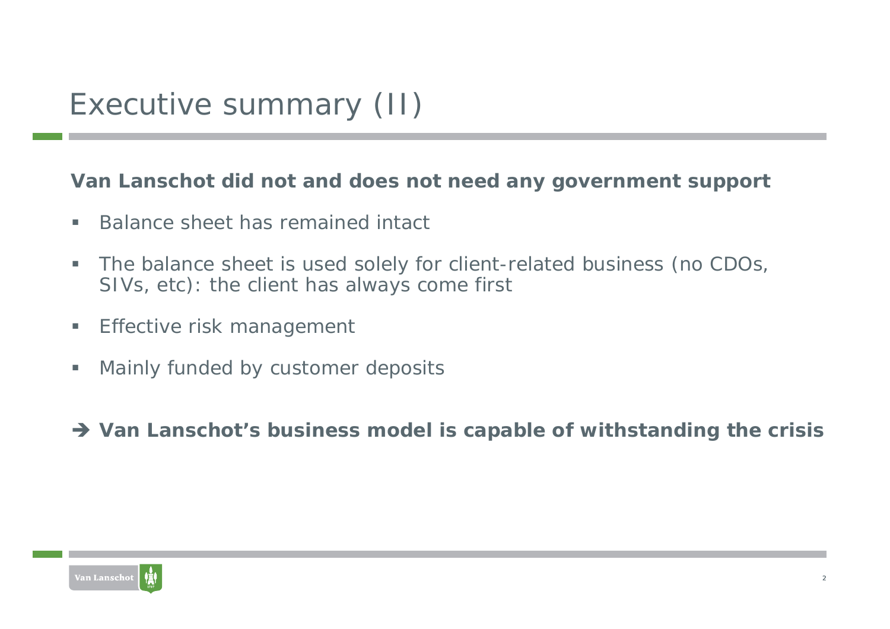# Executive summary (II)

**Van Lanschot did not and does not need any government support**

- Balance sheet has remained intact
- The balance sheet is used solely for client-related business (no CDOs, SIVs, etc): the client has always come first
- Effective risk management
- Mainly funded by customer deposits

**➔ Van Lanschot's business model is capable of withstanding the crisis**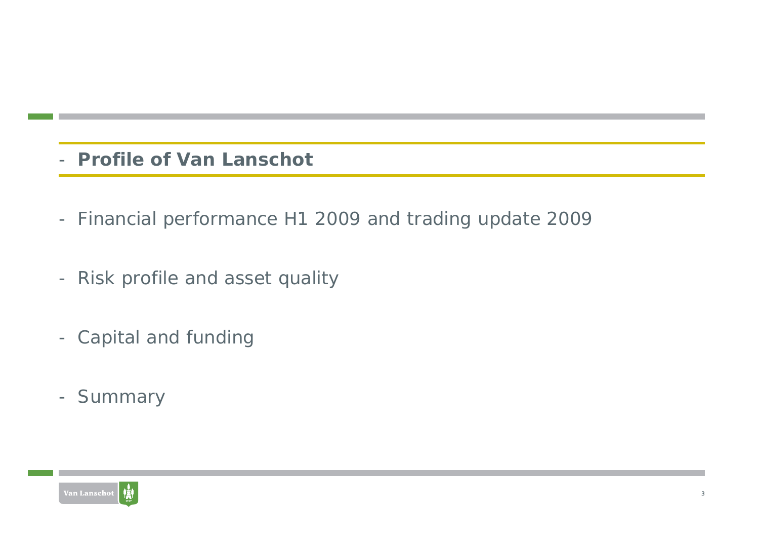- **Profile of Van Lanschot**

- Financial performance H1 2009 and trading update 2009

- Risk profile and asset quality

- Capital and funding

- Summary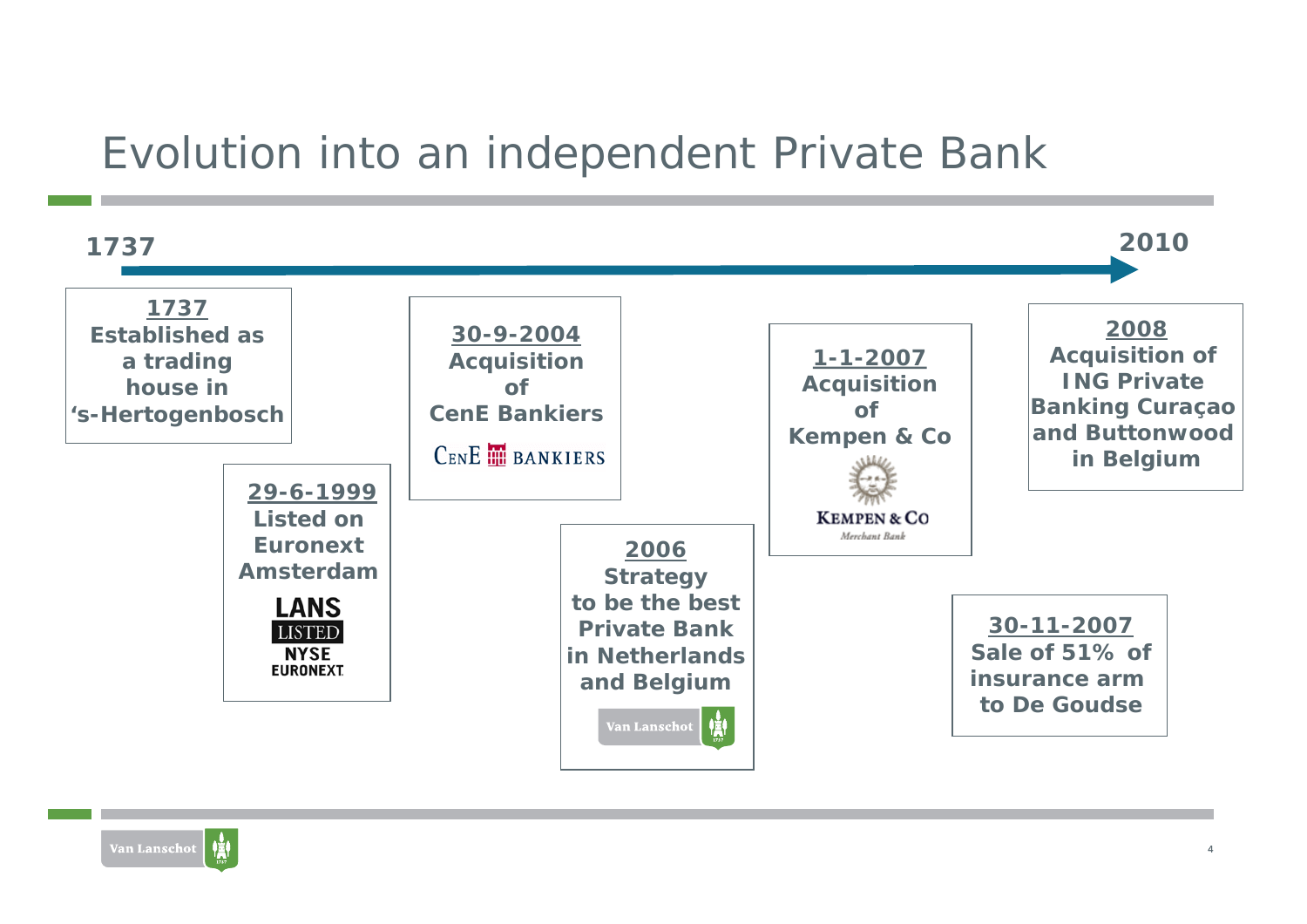# Evolution into an independent Private Bank

**1737** → **2010**

**1737**
Established as a trading house in 's-Hertogenbosch

**29-6-1999**
Listed on Euronext Amsterdam

LANS LISTED NYSE EURONEXT

**30-9-2004**
Acquisition of CenE Bankiers

CENE BANKIERS

**2006**
Strategy to be the best Private Bank in Netherlands and Belgium

Van Lanschot

**1-1-2007**
Acquisition of Kempen & Co

KEMPEN & CO Merchant Bank

**30-11-2007**
Sale of 51% of insurance arm to De Goudse

**2008**
Acquisition of ING Private Banking Curaçao and Buttonwood in Belgium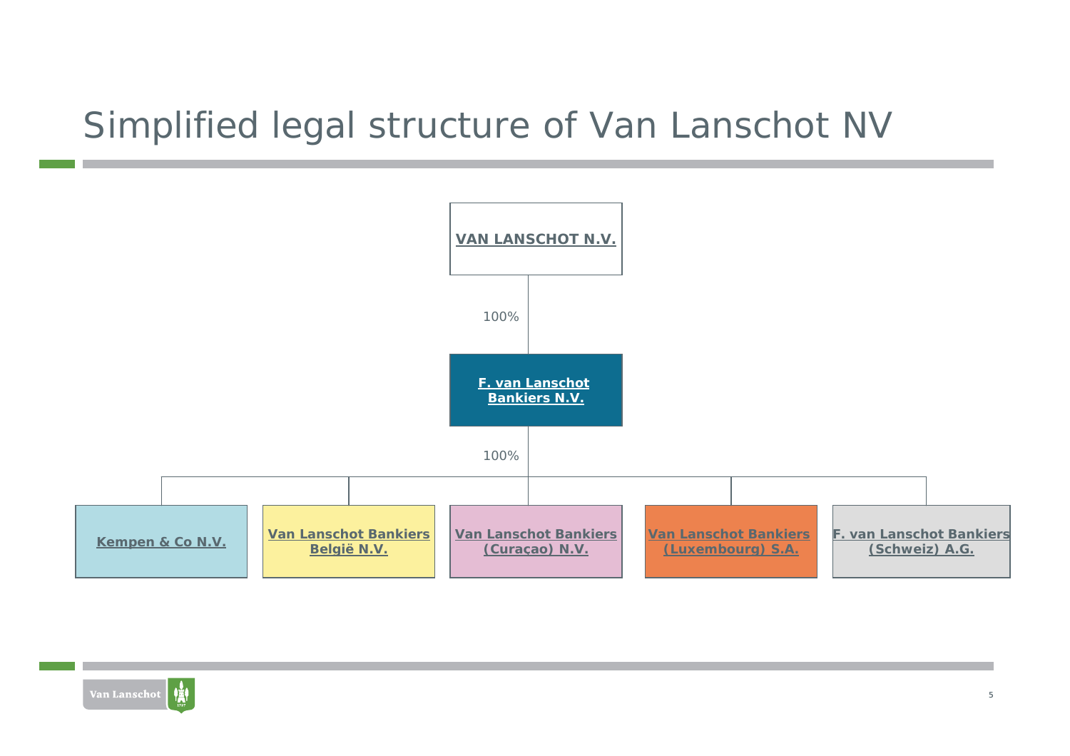# Simplified legal structure of Van Lanschot NV

**VAN LANSCHOT N.V.**

100%

**F. van Lanschot Bankiers N.V.**

100%

- **Kempen & Co N.V.**
- **Van Lanschot Bankiers België N.V.**
- **Van Lanschot Bankiers (Curaçao) N.V.**
- **Van Lanschot Bankiers (Luxembourg) S.A.**
- **F. van Lanschot Bankiers (Schweiz) A.G.**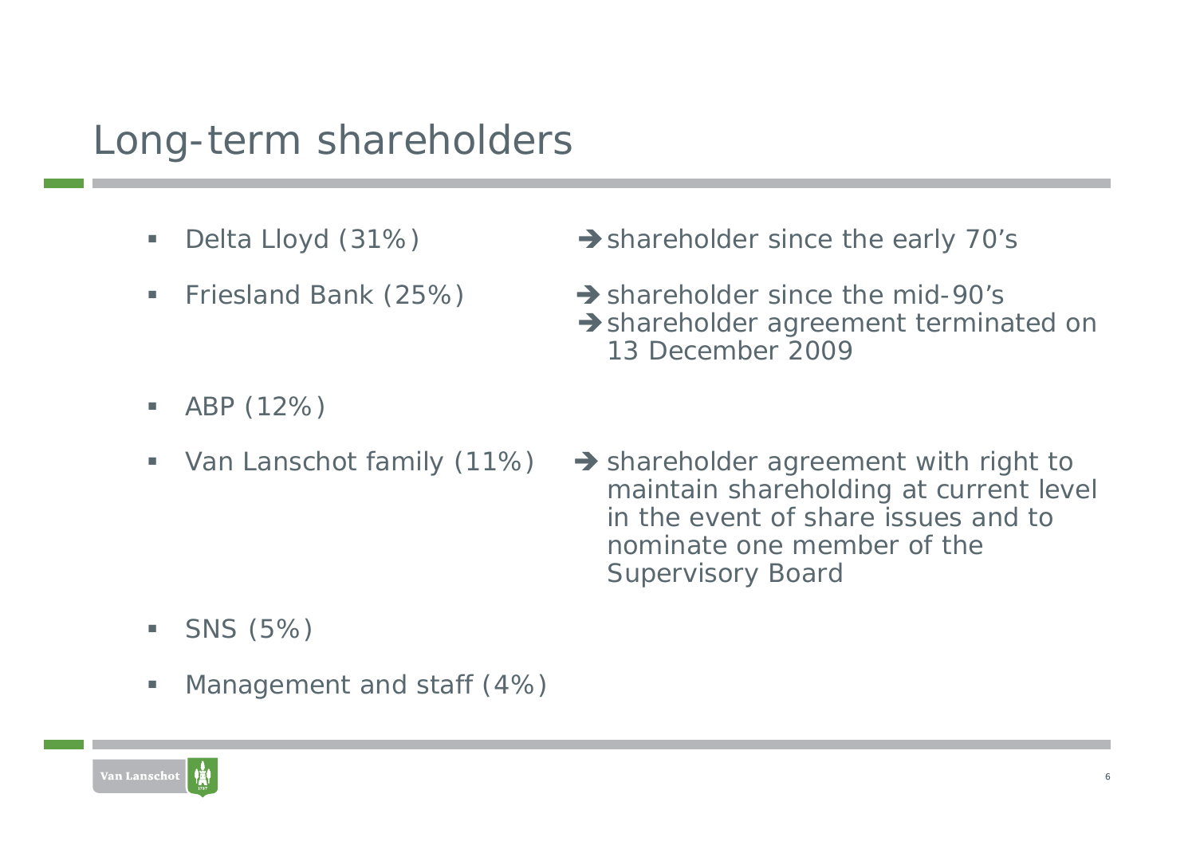# Long-term shareholders

- Delta Lloyd (31%) ➔ shareholder since the early 70's
- Friesland Bank (25%) ➔ shareholder since the mid-90's ➔ shareholder agreement terminated on 13 December 2009
- ABP (12%)
- Van Lanschot family (11%) ➔ shareholder agreement with right to maintain shareholding at current level in the event of share issues and to nominate one member of the Supervisory Board
- SNS (5%)
- Management and staff (4%)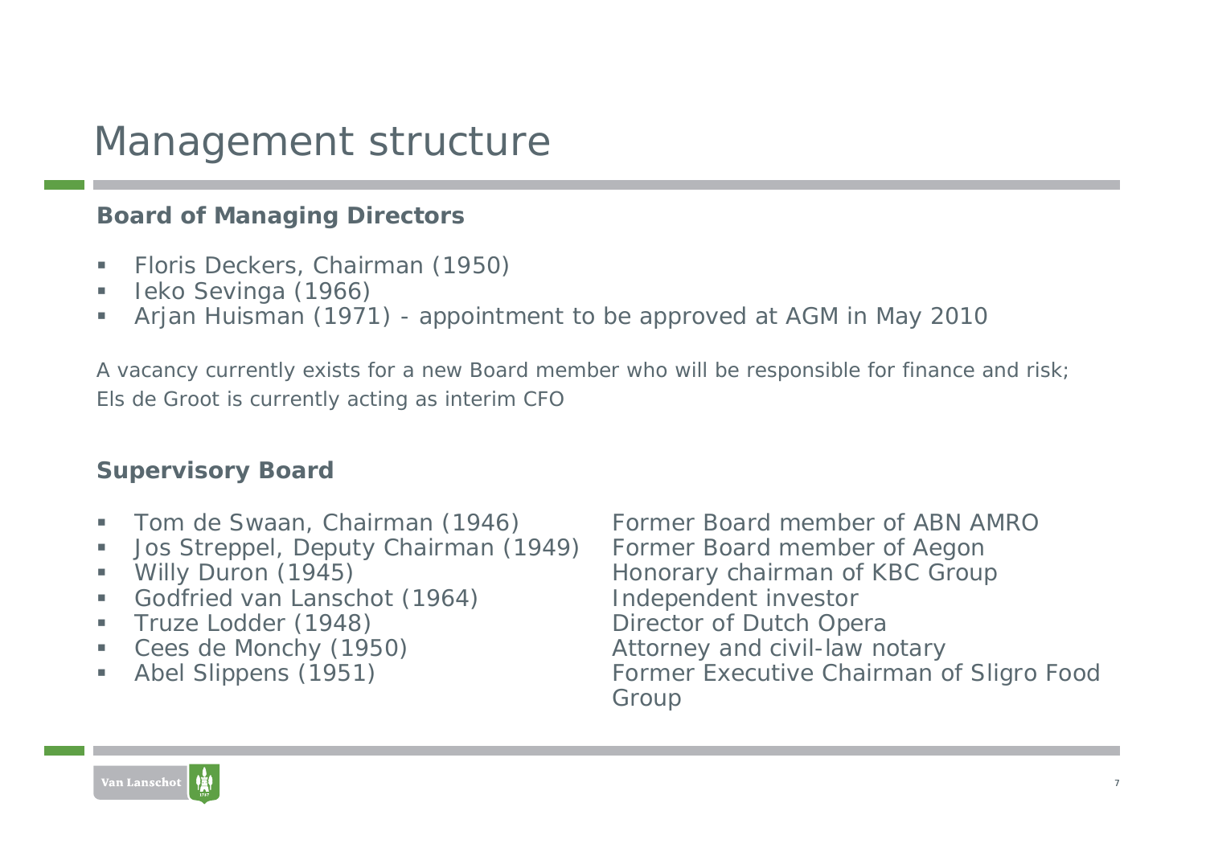# Management structure

**Board of Managing Directors**

- Floris Deckers, Chairman (1950)
- Ieko Sevinga (1966)
- Arjan Huisman (1971) - appointment to be approved at AGM in May 2010

A vacancy currently exists for a new Board member who will be responsible for finance and risk; Els de Groot is currently acting as interim CFO

**Supervisory Board**

| | |
|---|---|
| Tom de Swaan, Chairman (1946) | Former Board member of ABN AMRO |
| Jos Streppel, Deputy Chairman (1949) | Former Board member of Aegon |
| Willy Duron (1945) | Honorary chairman of KBC Group |
| Godfried van Lanschot (1964) | Independent investor |
| Truze Lodder (1948) | Director of Dutch Opera |
| Cees de Monchy (1950) | Attorney and civil-law notary |
| Abel Slippens (1951) | Former Executive Chairman of Sligro Food Group |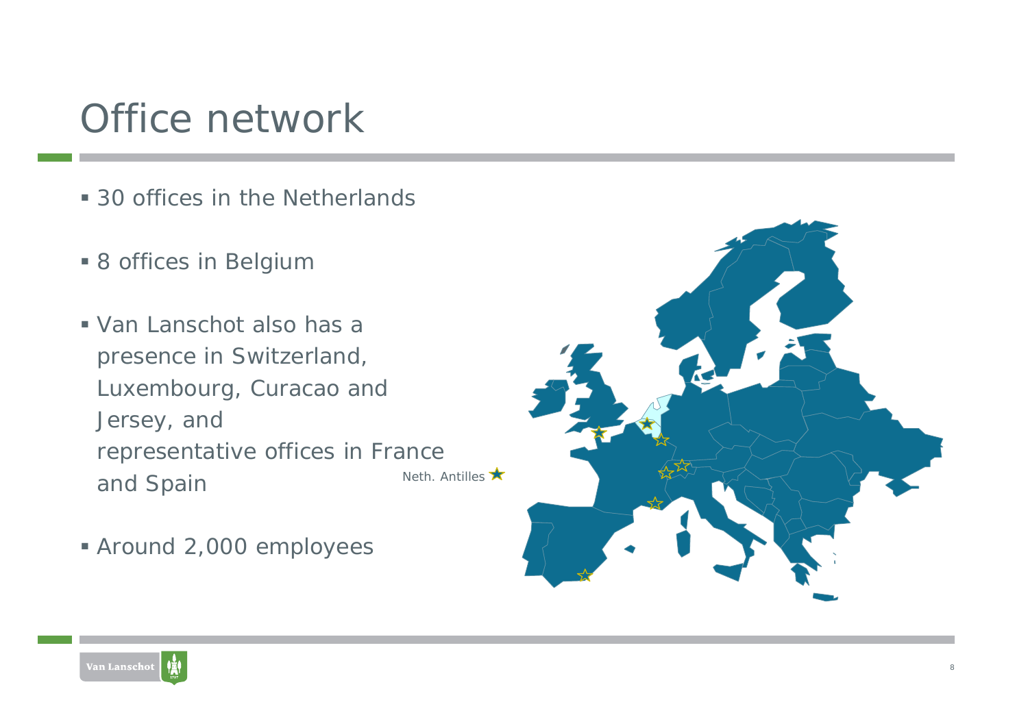# Office network

- 30 offices in the Netherlands
- 8 offices in Belgium
- Van Lanschot also has a presence in Switzerland, Luxembourg, Curacao and Jersey, and representative offices in France and Spain
- Around 2,000 employees

Neth. Antilles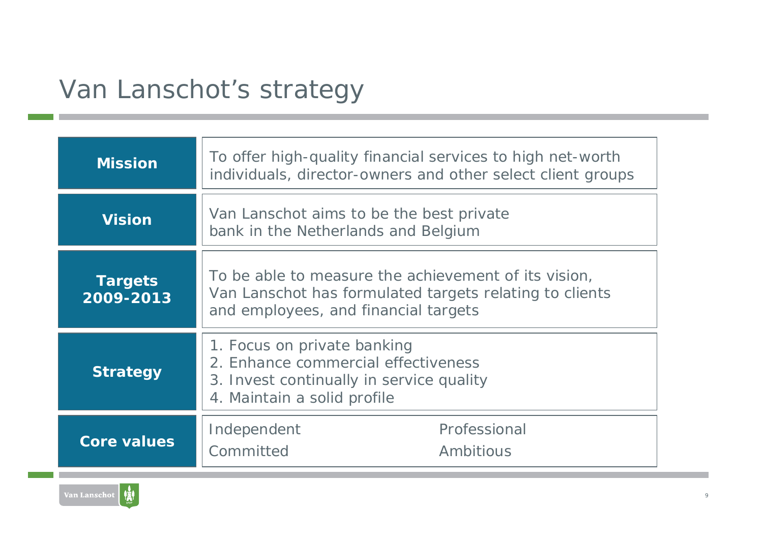# Van Lanschot's strategy

| | |
|---|---|
| **Mission** | To offer high-quality financial services to high net-worth individuals, director-owners and other select client groups |
| **Vision** | Van Lanschot aims to be the best private bank in the Netherlands and Belgium |
| **Targets 2009-2013** | To be able to measure the achievement of its vision, Van Lanschot has formulated targets relating to clients and employees, and financial targets |
| **Strategy** | 1. Focus on private banking<br>2. Enhance commercial effectiveness<br>3. Invest continually in service quality<br>4. Maintain a solid profile |
| **Core values** | Independent, Professional, Committed, Ambitious |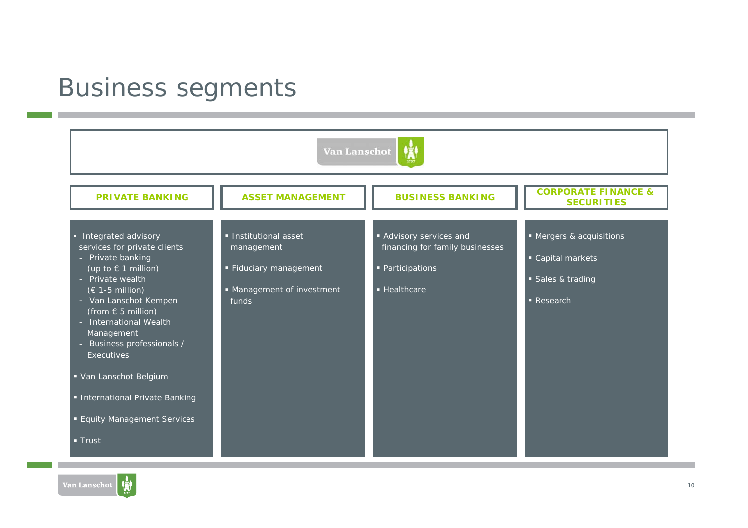# Business segments

Van Lanschot

### PRIVATE BANKING

- Integrated advisory services for private clients
  - Private banking (up to € 1 million)
  - Private wealth (€ 1-5 million)
  - Van Lanschot Kempen (from € 5 million)
  - International Wealth Management
  - Business professionals / Executives
- Van Lanschot Belgium
- International Private Banking
- Equity Management Services
- Trust

### ASSET MANAGEMENT

- Institutional asset management
- Fiduciary management
- Management of investment funds

### BUSINESS BANKING

- Advisory services and financing for family businesses
- Participations
- Healthcare

### CORPORATE FINANCE & SECURITIES

- Mergers & acquisitions
- Capital markets
- Sales & trading
- Research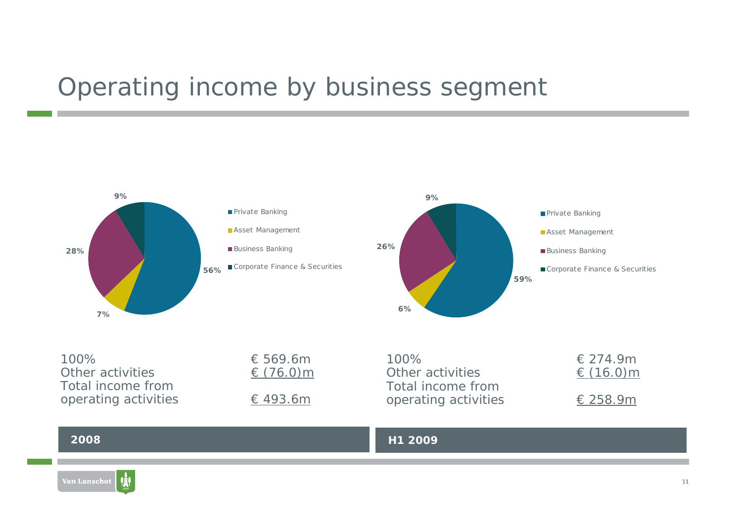# Operating income by business segment

## 2008

- Private Banking: 56%
- Asset Management: 7%
- Business Banking: 28%
- Corporate Finance & Securities: 9%

| | |
|---|---|
| 100% | € 569.6m |
| Other activities | € (76.0)m |
| Total income from operating activities | € 493.6m |

## H1 2009

- Private Banking: 59%
- Asset Management: 6%
- Business Banking: 26%
- Corporate Finance & Securities: 9%

| | |
|---|---|
| 100% | € 274.9m |
| Other activities | € (16.0)m |
| Total income from operating activities | € 258.9m |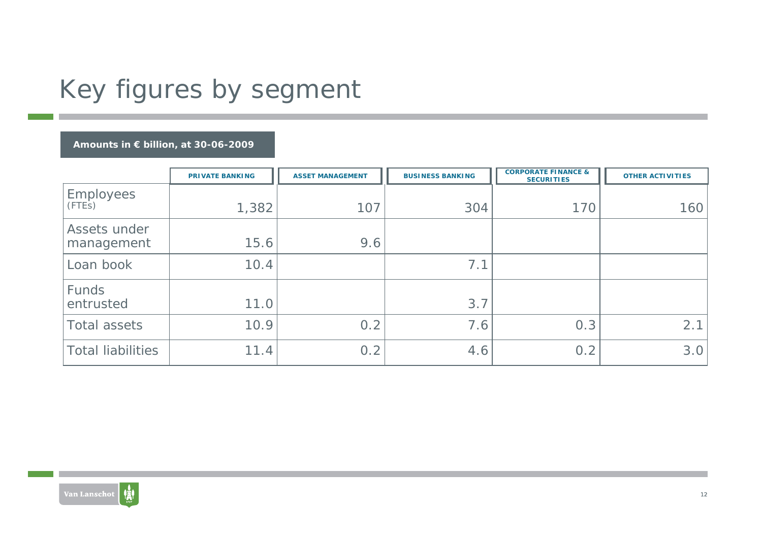# Key figures by segment

**Amounts in € billion, at 30-06-2009**

| | PRIVATE BANKING | ASSET MANAGEMENT | BUSINESS BANKING | CORPORATE FINANCE & SECURITIES | OTHER ACTIVITIES |
|---|---|---|---|---|---|
| Employees (FTEs) | 1,382 | 107 | 304 | 170 | 160 |
| Assets under management | 15.6 | 9.6 | | | |
| Loan book | 10.4 | | 7.1 | | |
| Funds entrusted | 11.0 | | 3.7 | | |
| Total assets | 10.9 | 0.2 | 7.6 | 0.3 | 2.1 |
| Total liabilities | 11.4 | 0.2 | 4.6 | 0.2 | 3.0 |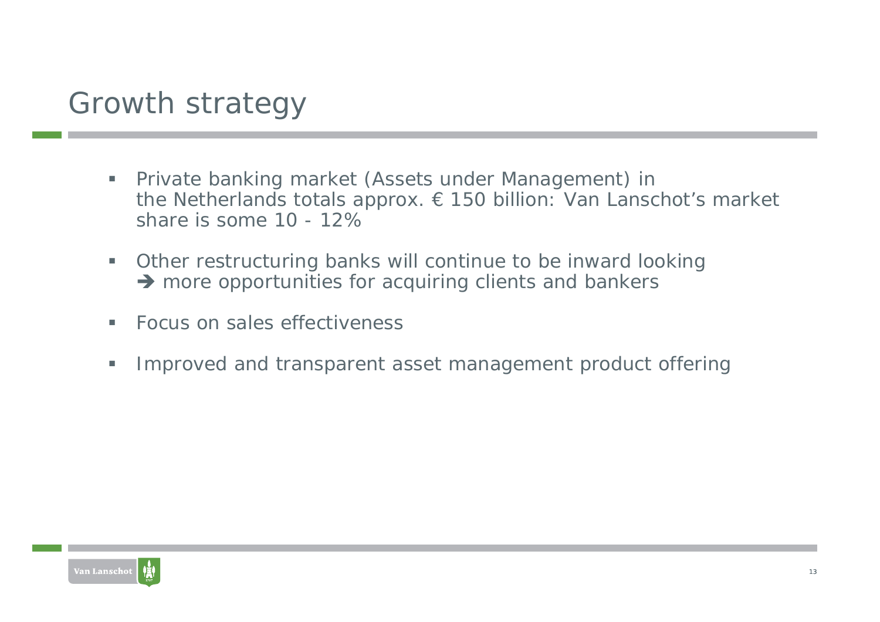# Growth strategy

- Private banking market (Assets under Management) in the Netherlands totals approx. € 150 billion: Van Lanschot's market share is some 10 - 12%
- Other restructuring banks will continue to be inward looking ➔ more opportunities for acquiring clients and bankers
- Focus on sales effectiveness
- Improved and transparent asset management product offering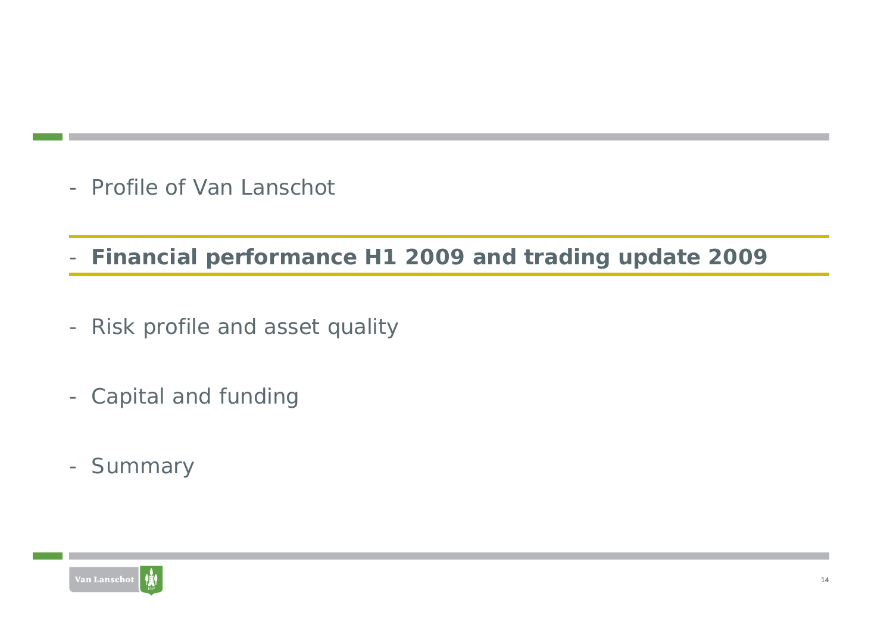- Profile of Van Lanschot

- **Financial performance H1 2009 and trading update 2009**

- Risk profile and asset quality

- Capital and funding

- Summary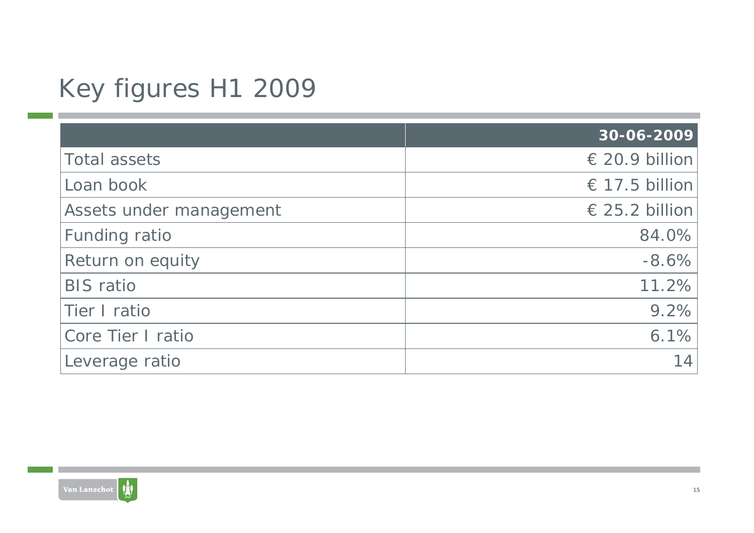# Key figures H1 2009

| | 30-06-2009 |
|---|---:|
| Total assets | € 20.9 billion |
| Loan book | € 17.5 billion |
| Assets under management | € 25.2 billion |
| Funding ratio | 84.0% |
| Return on equity | -8.6% |
| BIS ratio | 11.2% |
| Tier I ratio | 9.2% |
| Core Tier I ratio | 6.1% |
| Leverage ratio | 14 |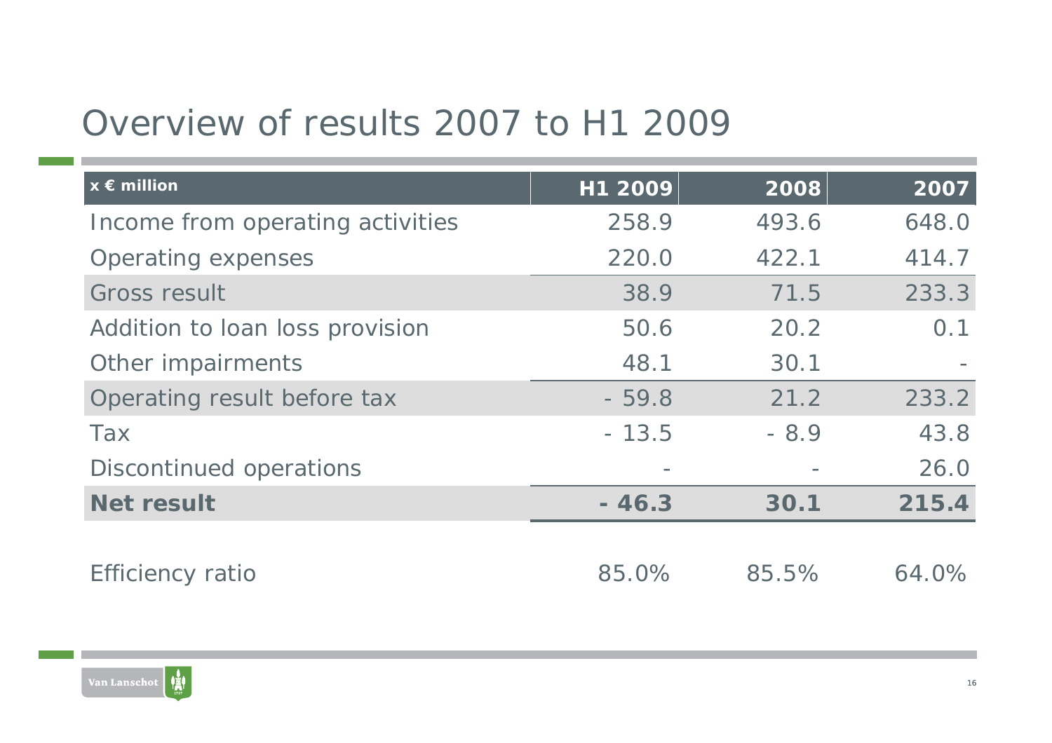# Overview of results 2007 to H1 2009

| x € million | H1 2009 | 2008 | 2007 |
|---|---|---|---|
| Income from operating activities | 258.9 | 493.6 | 648.0 |
| Operating expenses | 220.0 | 422.1 | 414.7 |
| Gross result | 38.9 | 71.5 | 233.3 |
| Addition to loan loss provision | 50.6 | 20.2 | 0.1 |
| Other impairments | 48.1 | 30.1 | - |
| Operating result before tax | - 59.8 | 21.2 | 233.2 |
| Tax | - 13.5 | - 8.9 | 43.8 |
| Discontinued operations | - | - | 26.0 |
| **Net result** | **- 46.3** | **30.1** | **215.4** |
| | | | |
| Efficiency ratio | 85.0% | 85.5% | 64.0% |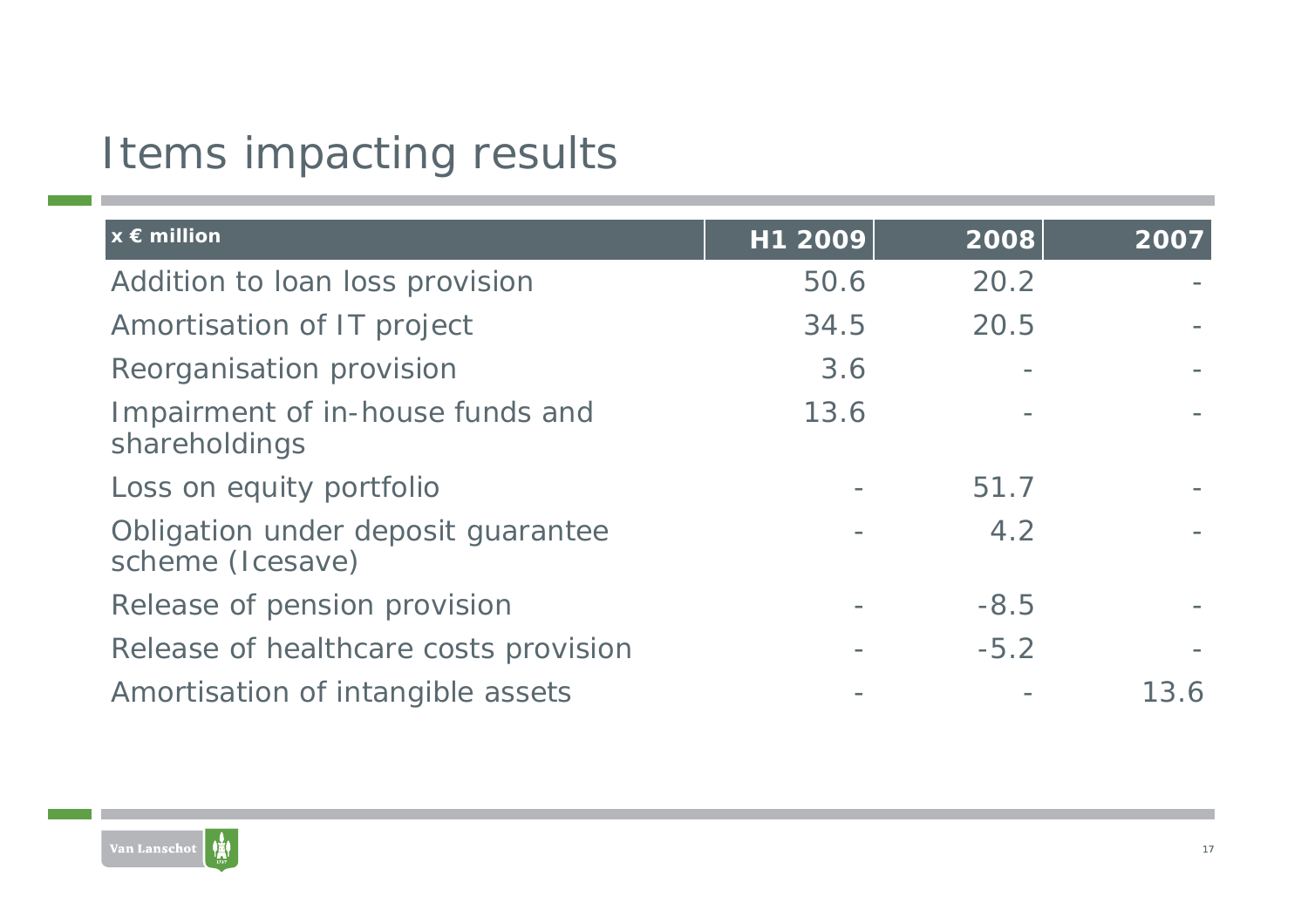# Items impacting results

| x € million | H1 2009 | 2008 | 2007 |
|---|---|---|---|
| Addition to loan loss provision | 50.6 | 20.2 | - |
| Amortisation of IT project | 34.5 | 20.5 | - |
| Reorganisation provision | 3.6 | - | - |
| Impairment of in-house funds and shareholdings | 13.6 | - | - |
| Loss on equity portfolio | - | 51.7 | - |
| Obligation under deposit guarantee scheme (Icesave) | - | 4.2 | - |
| Release of pension provision | - | -8.5 | - |
| Release of healthcare costs provision | - | -5.2 | - |
| Amortisation of intangible assets | - | - | 13.6 |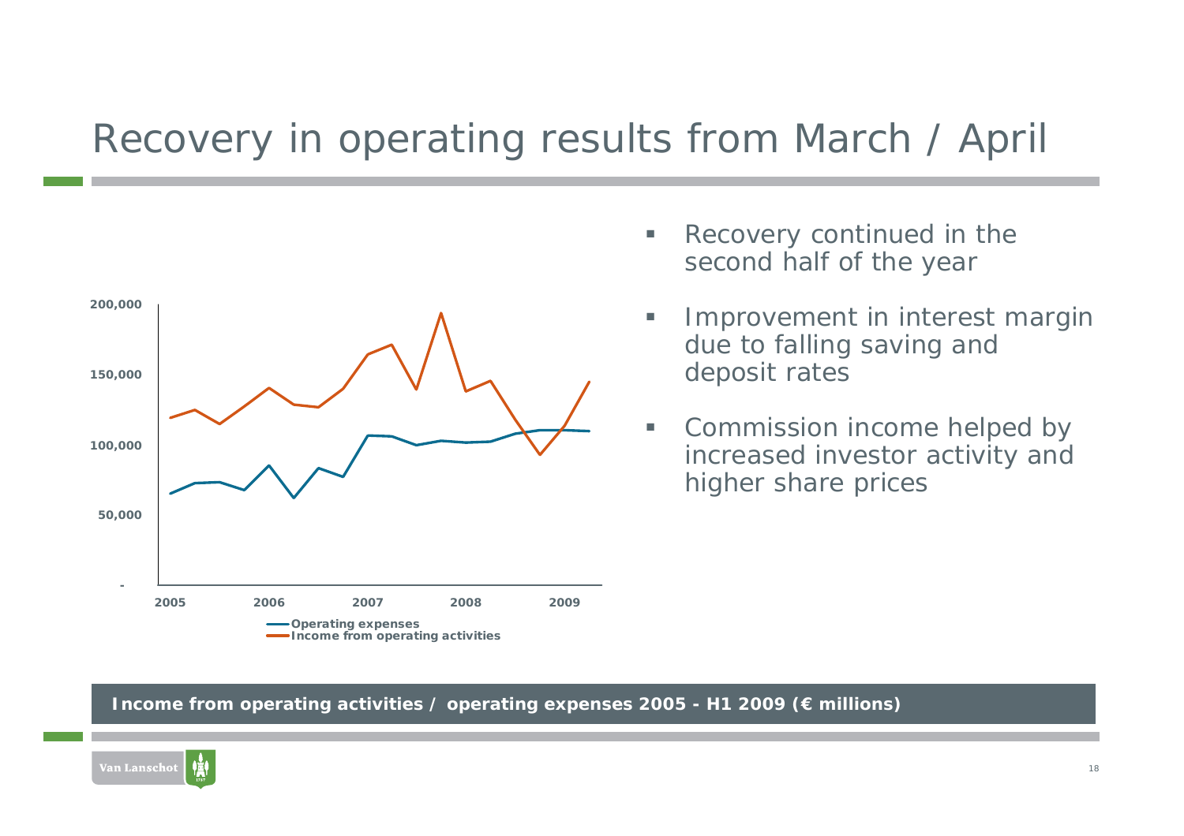# Recovery in operating results from March / April

- Recovery continued in the second half of the year
- Improvement in interest margin due to falling saving and deposit rates
- Commission income helped by increased investor activity and higher share prices

**Income from operating activities / operating expenses 2005 - H1 2009 (€ millions)**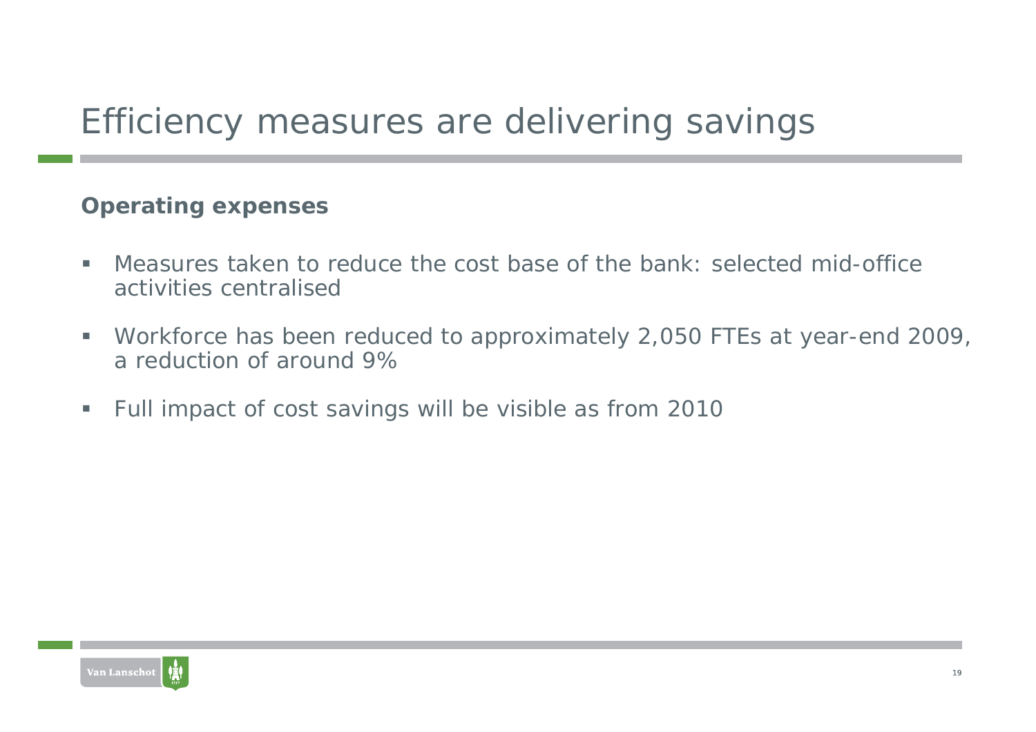# Efficiency measures are delivering savings

**Operating expenses**

- Measures taken to reduce the cost base of the bank: selected mid-office activities centralised
- Workforce has been reduced to approximately 2,050 FTEs at year-end 2009, a reduction of around 9%
- Full impact of cost savings will be visible as from 2010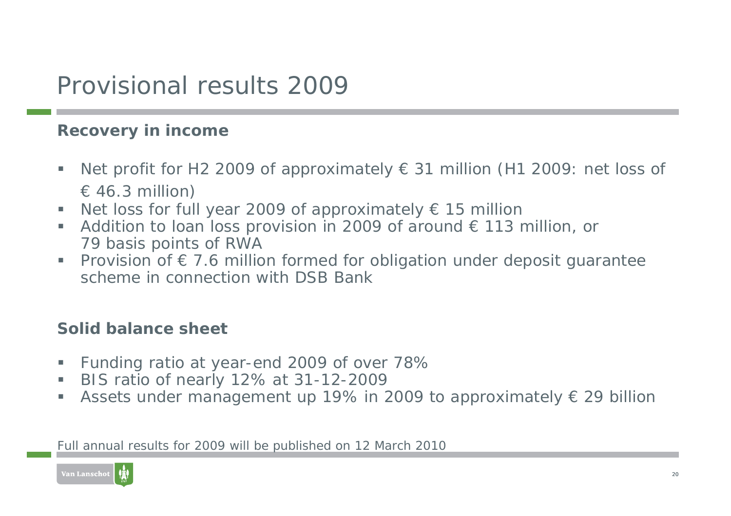# Provisional results 2009

## Recovery in income

- Net profit for H2 2009 of approximately € 31 million (H1 2009: net loss of € 46.3 million)
- Net loss for full year 2009 of approximately € 15 million
- Addition to loan loss provision in 2009 of around € 113 million, or 79 basis points of RWA
- Provision of € 7.6 million formed for obligation under deposit guarantee scheme in connection with DSB Bank

## Solid balance sheet

- Funding ratio at year-end 2009 of over 78%
- BIS ratio of nearly 12% at 31-12-2009
- Assets under management up 19% in 2009 to approximately € 29 billion

Full annual results for 2009 will be published on 12 March 2010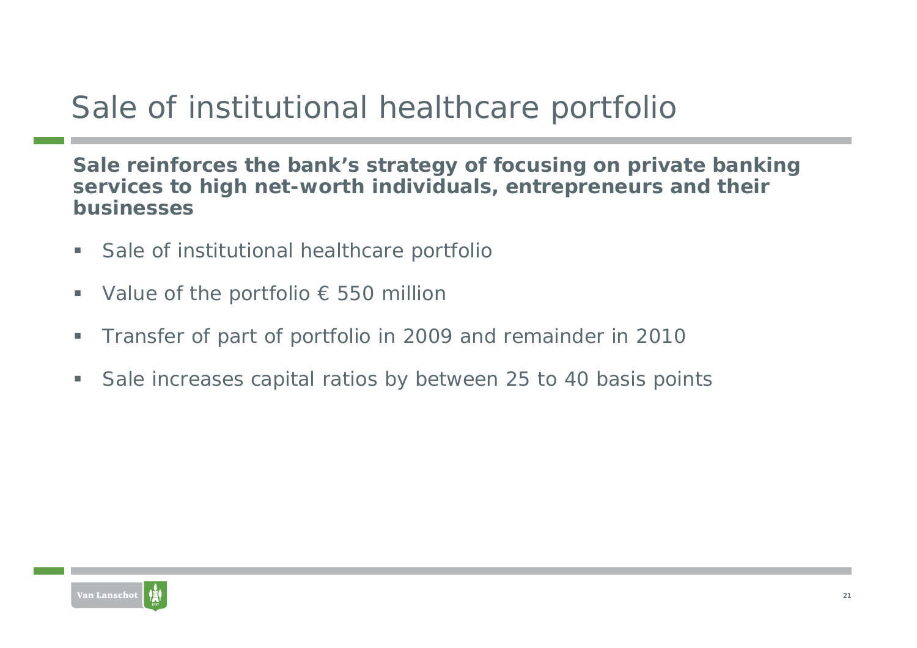# Sale of institutional healthcare portfolio

**Sale reinforces the bank's strategy of focusing on private banking services to high net-worth individuals, entrepreneurs and their businesses**

- Sale of institutional healthcare portfolio
- Value of the portfolio € 550 million
- Transfer of part of portfolio in 2009 and remainder in 2010
- Sale increases capital ratios by between 25 to 40 basis points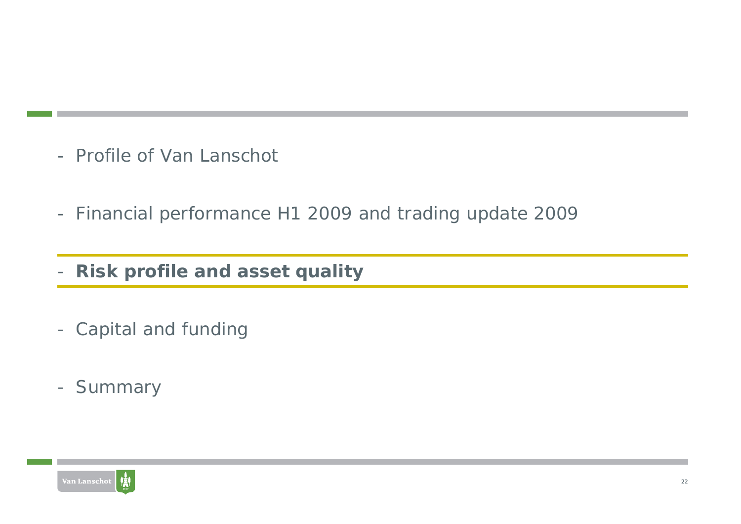- Profile of Van Lanschot
- Financial performance H1 2009 and trading update 2009
- **Risk profile and asset quality**
- Capital and funding
- Summary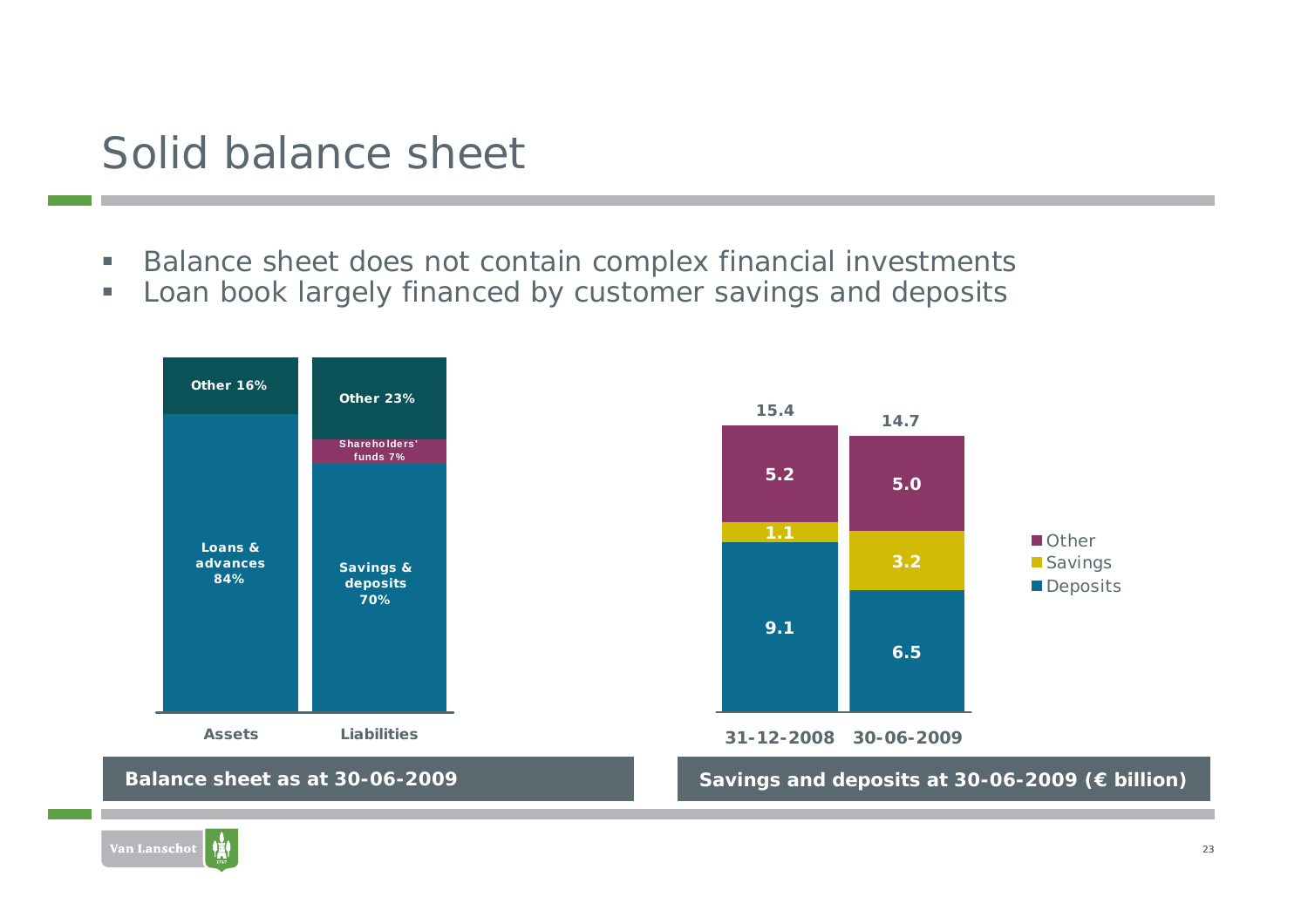# Solid balance sheet

- Balance sheet does not contain complex financial investments
- Loan book largely financed by customer savings and deposits

**Balance sheet as at 30-06-2009**

| | Assets | Liabilities |
|---|---|---|
| Other | 16% | 23% |
| Shareholders' funds | | 7% |
| Loans & advances | 84% | |
| Savings & deposits | | 70% |

**Savings and deposits at 30-06-2009 (€ billion)**

| | 31-12-2008 | 30-06-2009 |
|---|---|---|
| Other | 5.2 | 5.0 |
| Savings | 1.1 | 3.2 |
| Deposits | 9.1 | 6.5 |
| Total | 15.4 | 14.7 |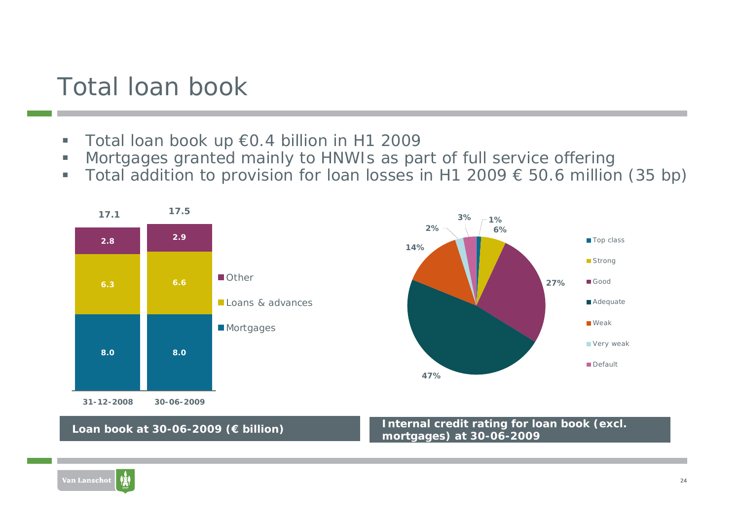# Total loan book

- Total loan book up €0.4 billion in H1 2009
- Mortgages granted mainly to HNWIs as part of full service offering
- Total addition to provision for loan losses in H1 2009 € 50.6 million (35 bp)

| | 31-12-2008 | 30-06-2009 |
|---|---|---|
| Other | 2.8 | 2.9 |
| Loans & advances | 6.3 | 6.6 |
| Mortgages | 8.0 | 8.0 |
| Total | 17.1 | 17.5 |

**Loan book at 30-06-2009 (€ billion)**

| Rating | Share |
|---|---|
| Top class | 1% |
| Strong | 6% |
| Good | 27% |
| Adequate | 47% |
| Weak | 14% |
| Very weak | 2% |
| Default | 3% |

**Internal credit rating for loan book (excl. mortgages) at 30-06-2009**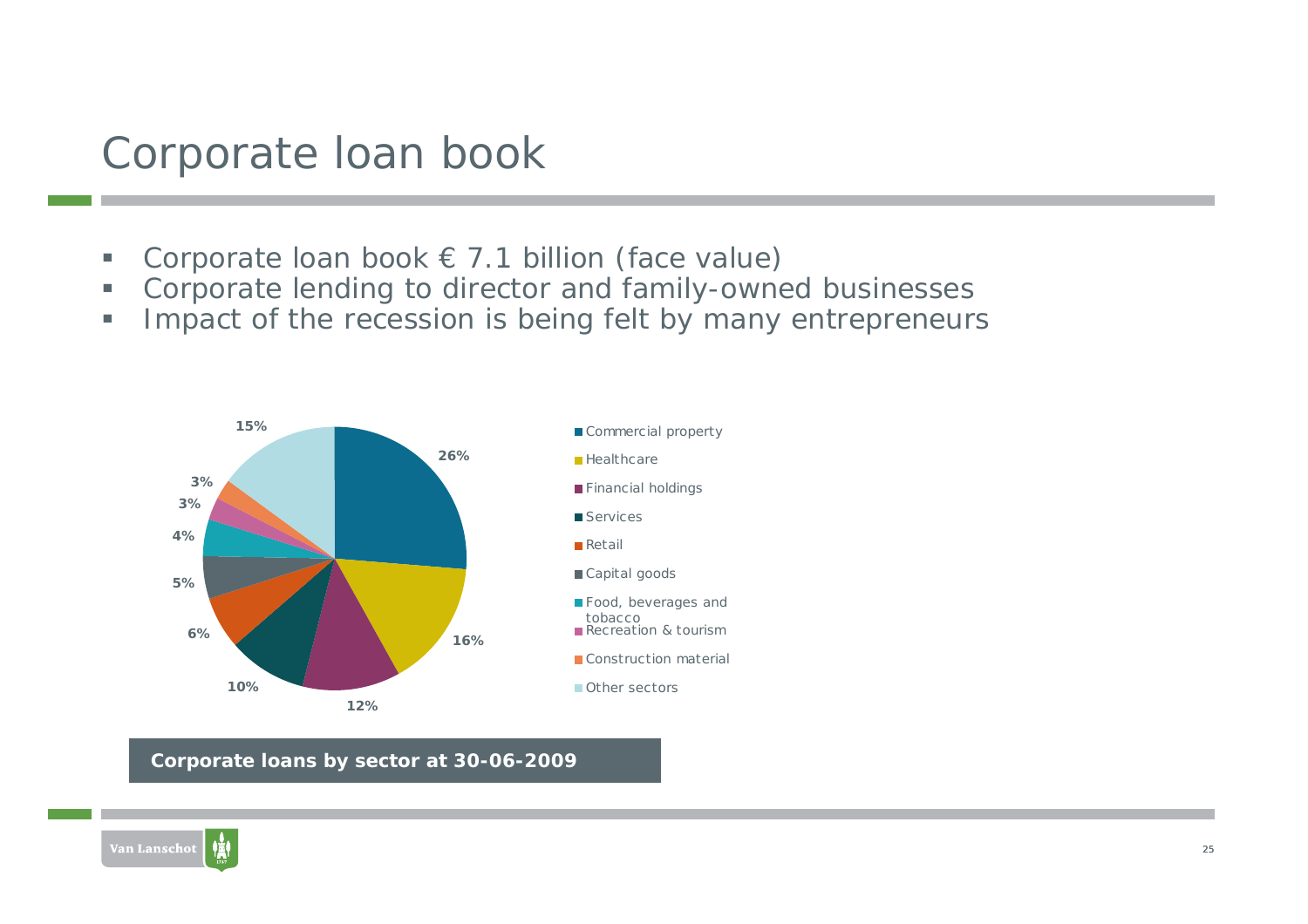# Corporate loan book

- Corporate loan book € 7.1 billion (face value)
- Corporate lending to director and family-owned businesses
- Impact of the recession is being felt by many entrepreneurs

| Sector | Share |
|---|---|
| Commercial property | 26% |
| Healthcare | 16% |
| Financial holdings | 12% |
| Services | 10% |
| Retail | 6% |
| Capital goods | 5% |
| Food, beverages and tobacco | 4% |
| Recreation & tourism | 3% |
| Construction material | 3% |
| Other sectors | 15% |

**Corporate loans by sector at 30-06-2009**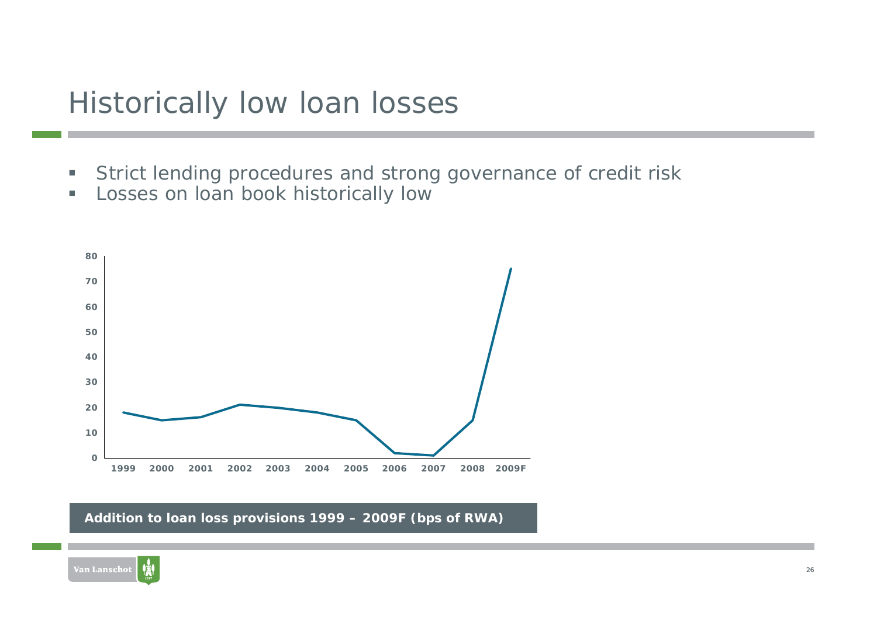# Historically low loan losses

- Strict lending procedures and strong governance of credit risk
- Losses on loan book historically low

**Addition to loan loss provisions 1999 – 2009F (bps of RWA)**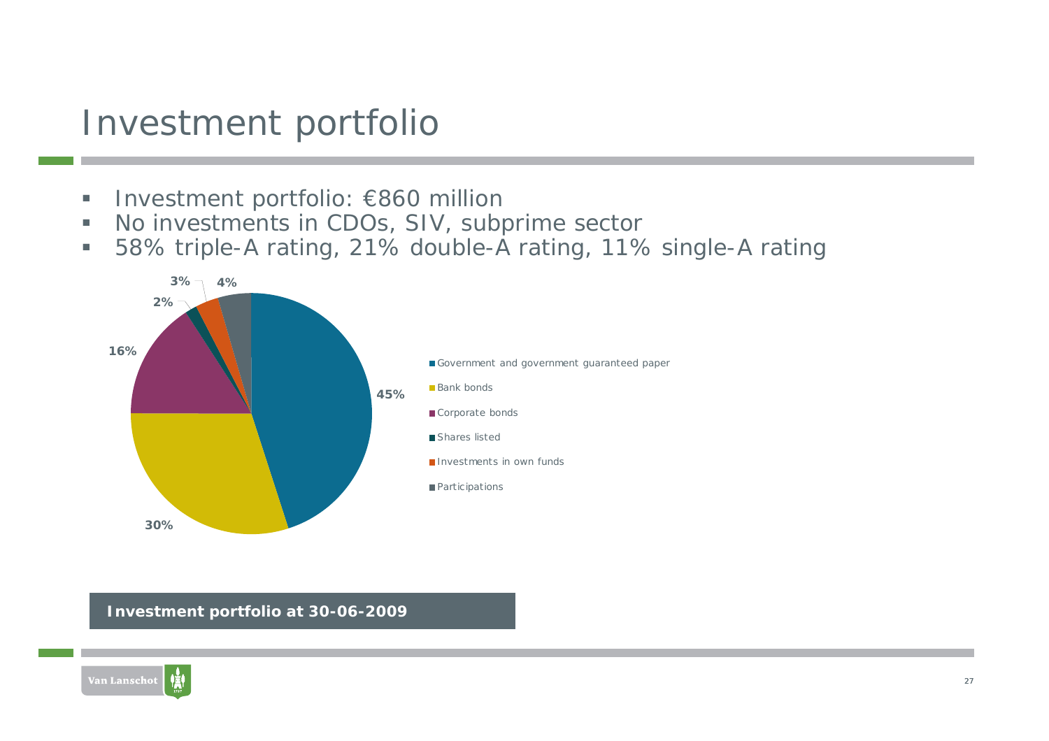# Investment portfolio

- Investment portfolio: €860 million
- No investments in CDOs, SIV, subprime sector
- 58% triple-A rating, 21% double-A rating, 11% single-A rating

| Category | Share |
| --- | --- |
| Government and government guaranteed paper | 45% |
| Bank bonds | 30% |
| Corporate bonds | 16% |
| Shares listed | 2% |
| Investments in own funds | 3% |
| Participations | 4% |

**Investment portfolio at 30-06-2009**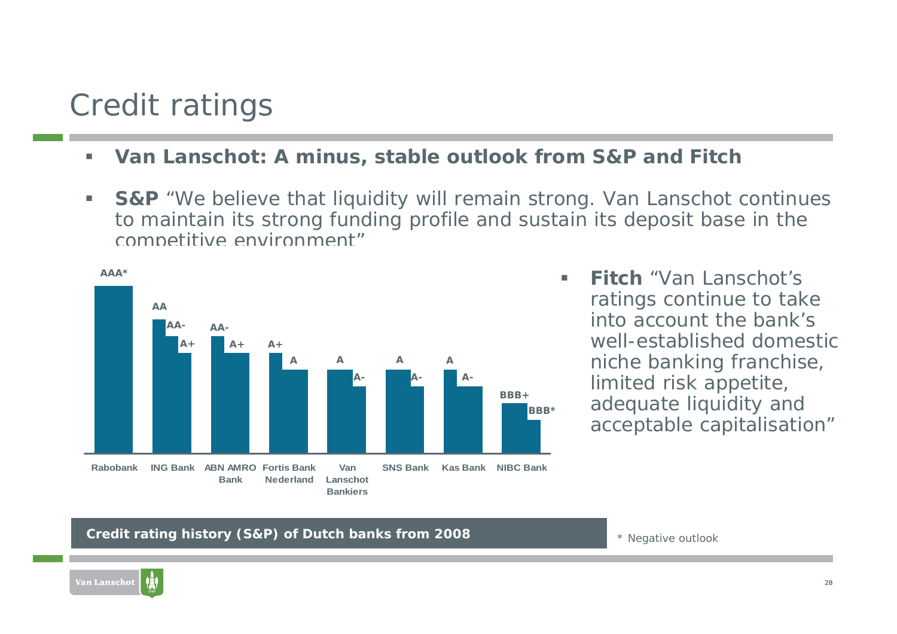# Credit ratings

- **Van Lanschot: A minus, stable outlook from S&P and Fitch**
- **S&P** "We believe that liquidity will remain strong. Van Lanschot continues to maintain its strong funding profile and sustain its deposit base in the competitive environment"

| Bank | Credit rating history (S&P) from 2008 |
|---|---|
| Rabobank | AAA* |
| ING Bank | AA, AA-, A+ |
| ABN AMRO Bank | AA-, A+ |
| Fortis Bank Nederland | A+, A |
| Van Lanschot Bankiers | A, A- |
| SNS Bank | A, A- |
| Kas Bank | A, A- |
| NIBC Bank | BBB+, BBB* |

**Credit rating history (S&P) of Dutch banks from 2008**

\* Negative outlook

- **Fitch** "Van Lanschot's ratings continue to take into account the bank's well-established domestic niche banking franchise, limited risk appetite, adequate liquidity and acceptable capitalisation"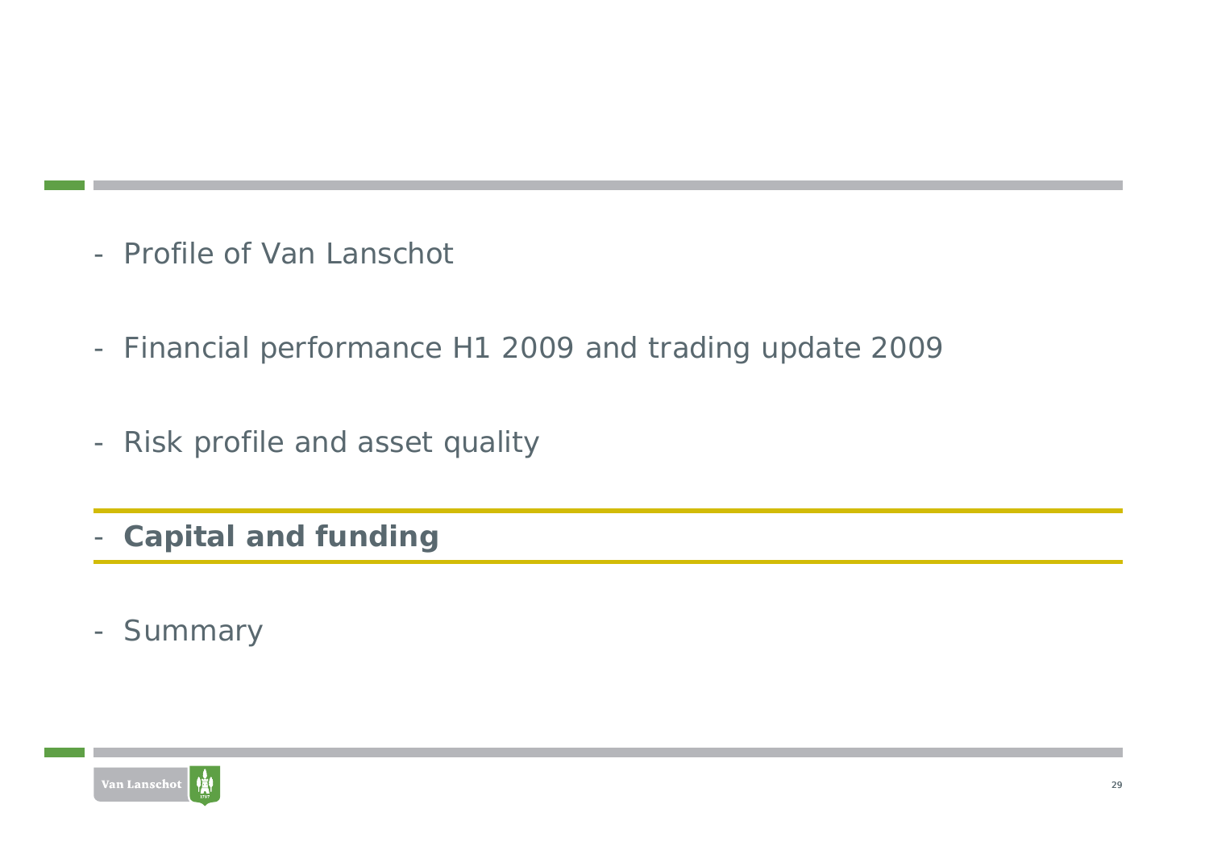- Profile of Van Lanschot

- Financial performance H1 2009 and trading update 2009

- Risk profile and asset quality

- **Capital and funding**

- Summary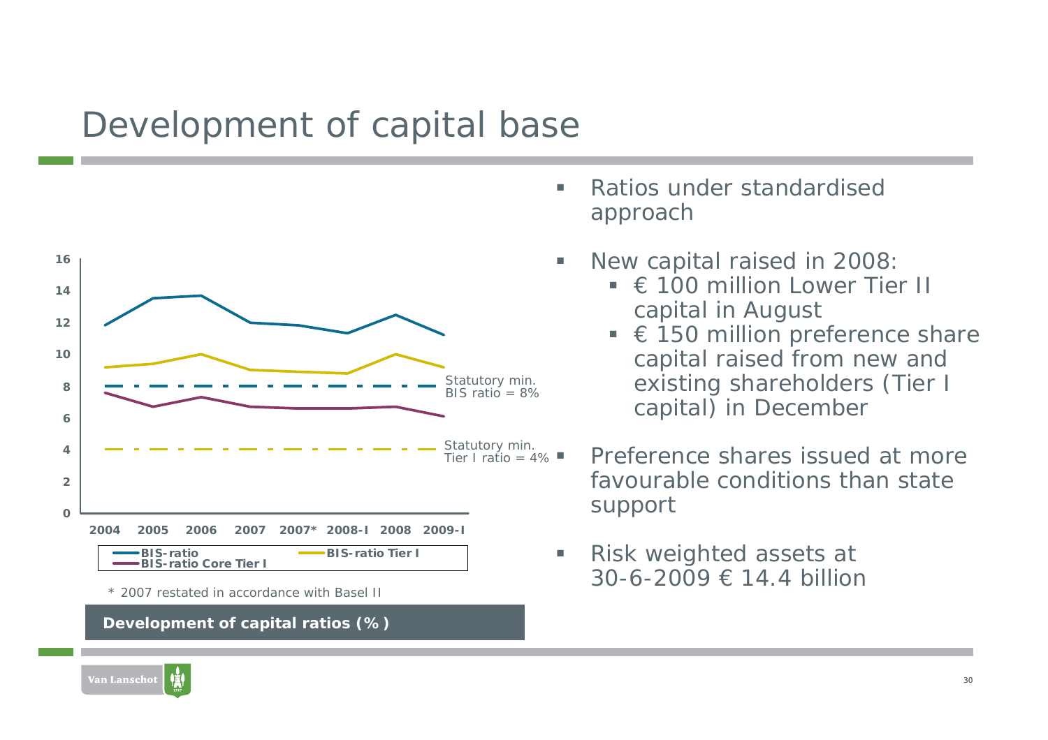# Development of capital base

- Ratios under standardised approach
- New capital raised in 2008:
  - € 100 million Lower Tier II capital in August
  - € 150 million preference share capital raised from new and existing shareholders (Tier I capital) in December
- Preference shares issued at more favourable conditions than state support
- Risk weighted assets at 30-6-2009 € 14.4 billion

Statutory min. BIS ratio = 8%

Statutory min. Tier I ratio = 4%

BIS-ratio — BIS-ratio Tier I — BIS-ratio Core Tier I

\* 2007 restated in accordance with Basel II

**Development of capital ratios (%)**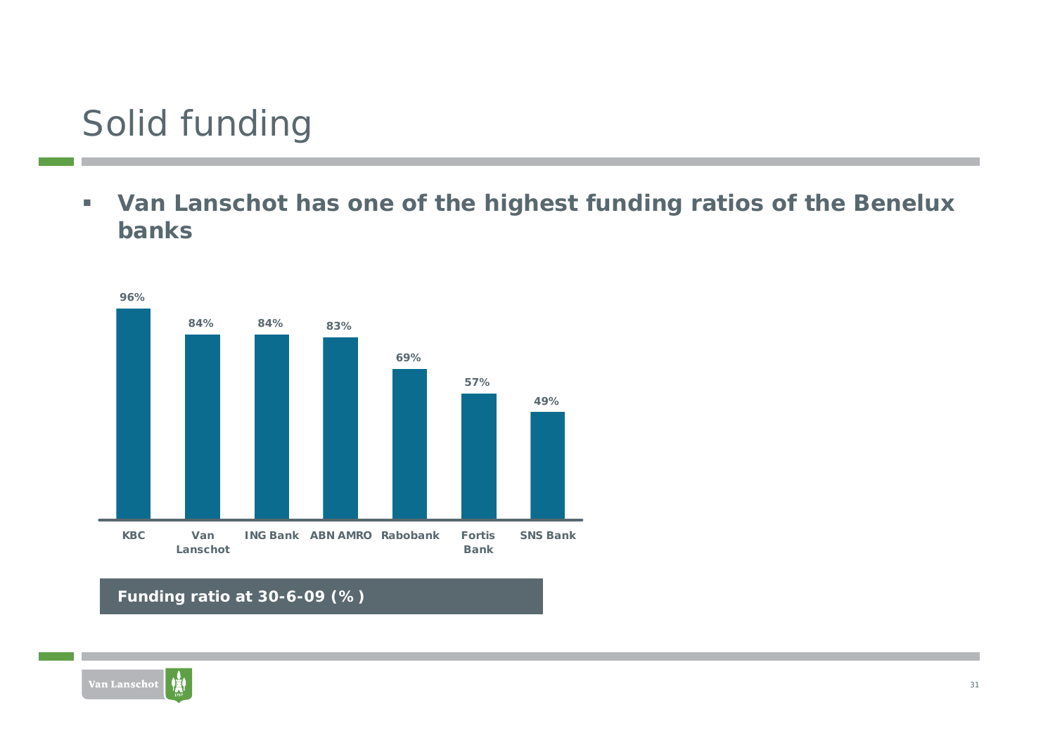# Solid funding

- **Van Lanschot has one of the highest funding ratios of the Benelux banks**

| Bank | Funding ratio |
|---|---|
| KBC | 96% |
| Van Lanschot | 84% |
| ING Bank | 84% |
| ABN AMRO | 83% |
| Rabobank | 69% |
| Fortis Bank | 57% |
| SNS Bank | 49% |

**Funding ratio at 30-6-09 (%)**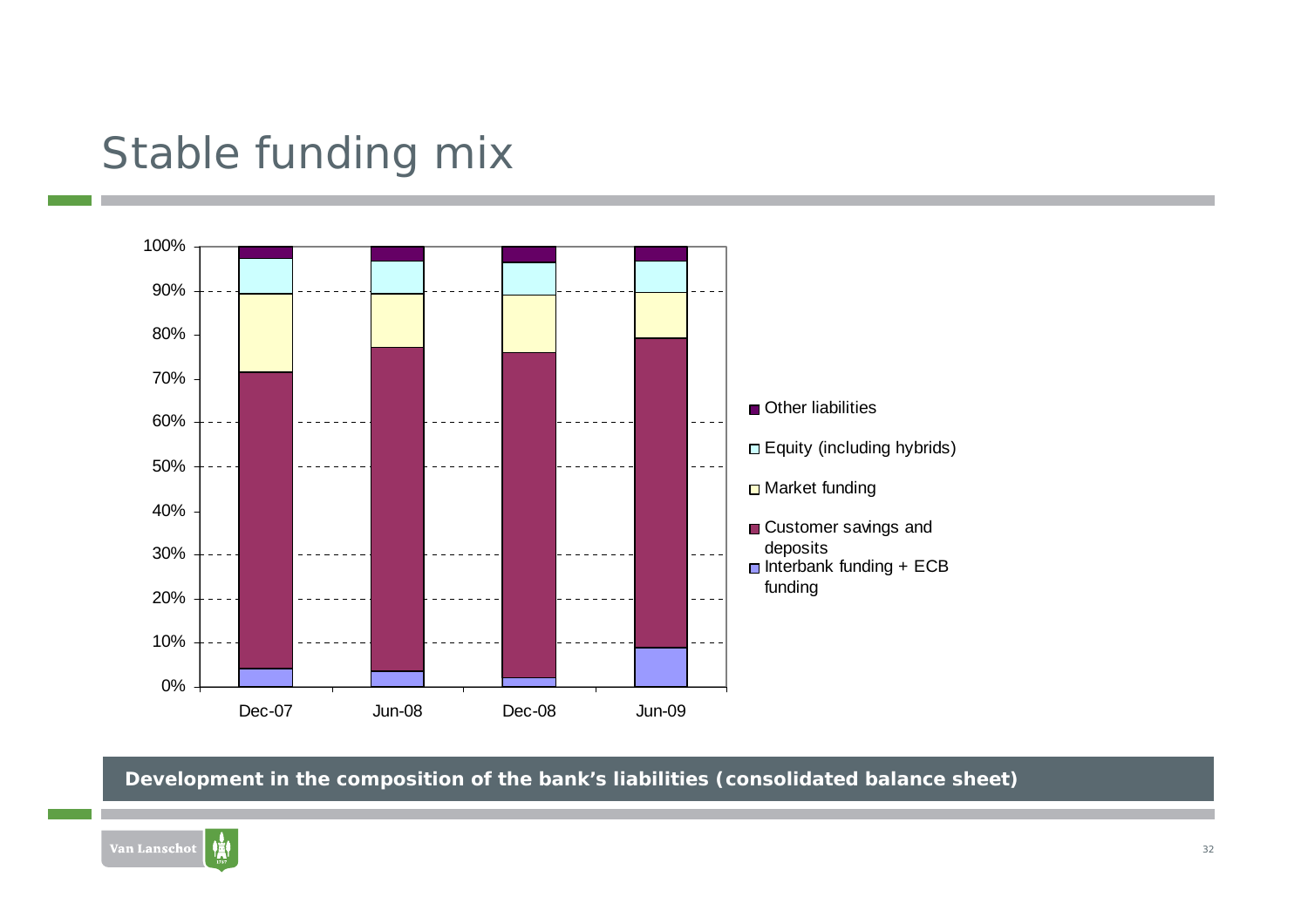# Stable funding mix

| | Dec-07 | Jun-08 | Dec-08 | Jun-09 |
|---|---|---|---|---|
| Other liabilities | | | | |
| Equity (including hybrids) | | | | |
| Market funding | | | | |
| Customer savings and deposits | | | | |
| Interbank funding + ECB funding | | | | |

**Development in the composition of the bank's liabilities (consolidated balance sheet)**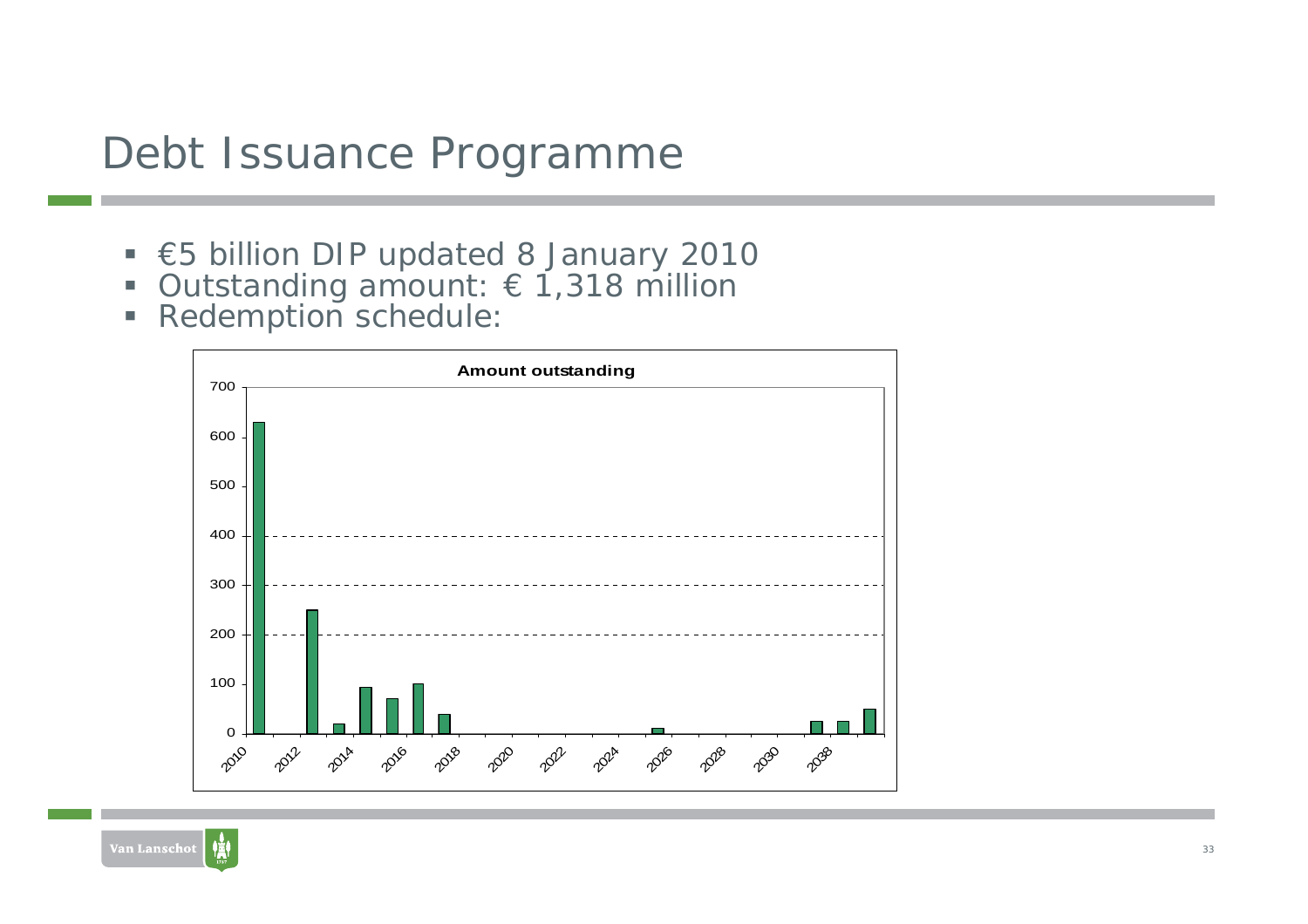# Debt Issuance Programme

- €5 billion DIP updated 8 January 2010
- Outstanding amount: € 1,318 million
- Redemption schedule:

**Amount outstanding**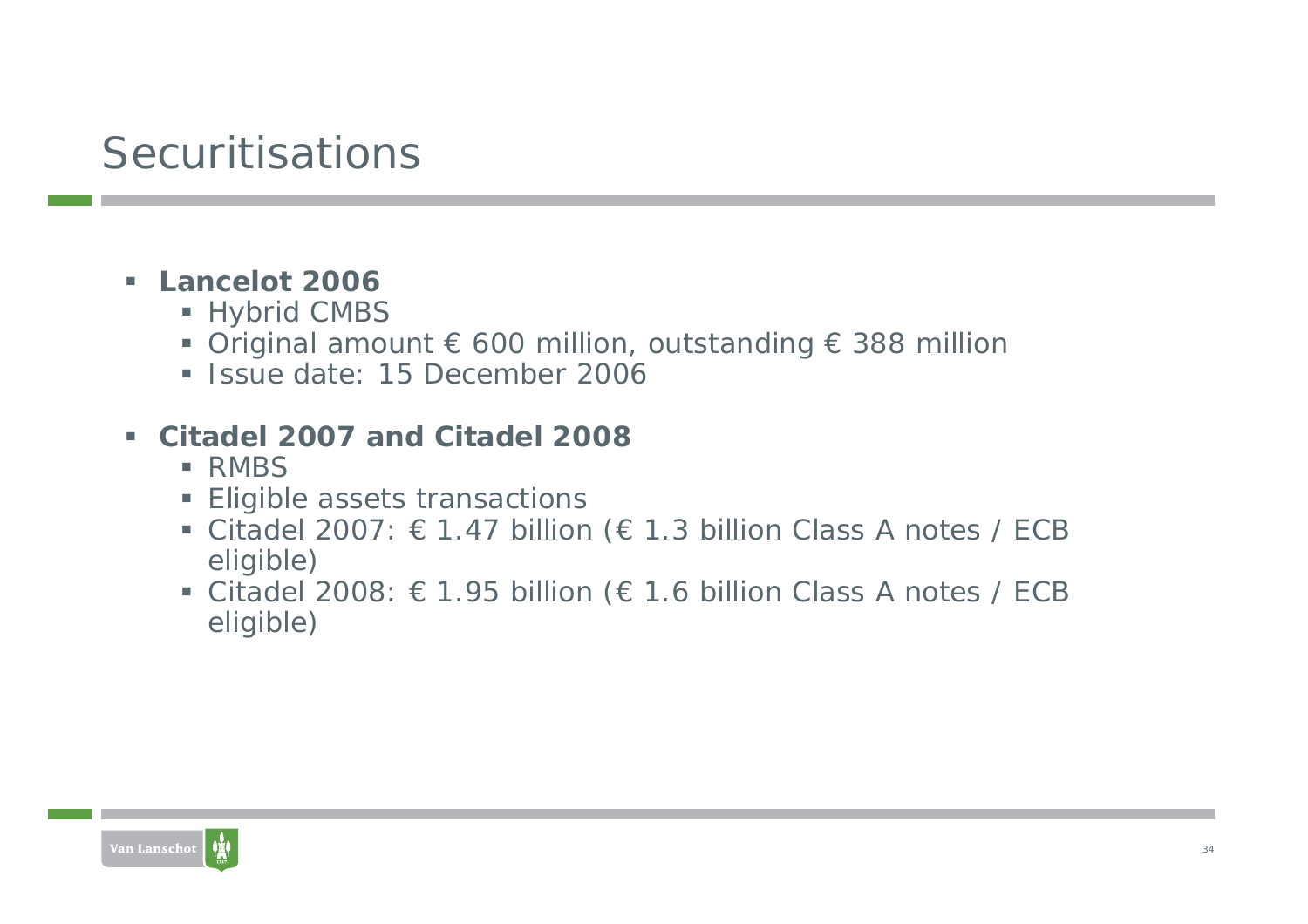# Securitisations

- **Lancelot 2006**
  - Hybrid CMBS
  - Original amount € 600 million, outstanding € 388 million
  - Issue date: 15 December 2006

- **Citadel 2007 and Citadel 2008**
  - RMBS
  - Eligible assets transactions
  - Citadel 2007: € 1.47 billion (€ 1.3 billion Class A notes / ECB eligible)
  - Citadel 2008: € 1.95 billion (€ 1.6 billion Class A notes / ECB eligible)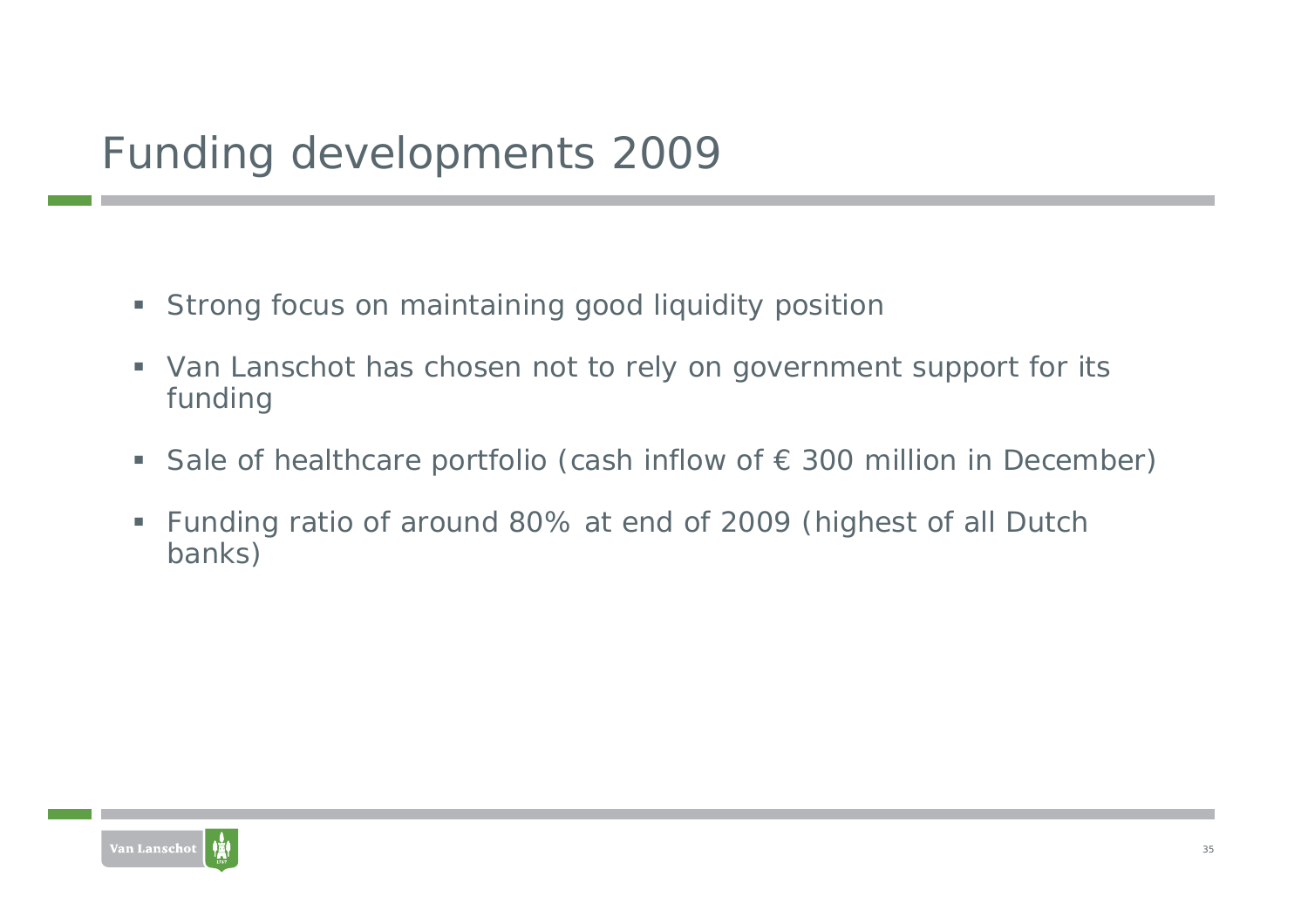# Funding developments 2009

- Strong focus on maintaining good liquidity position
- Van Lanschot has chosen not to rely on government support for its funding
- Sale of healthcare portfolio (cash inflow of € 300 million in December)
- Funding ratio of around 80% at end of 2009 (highest of all Dutch banks)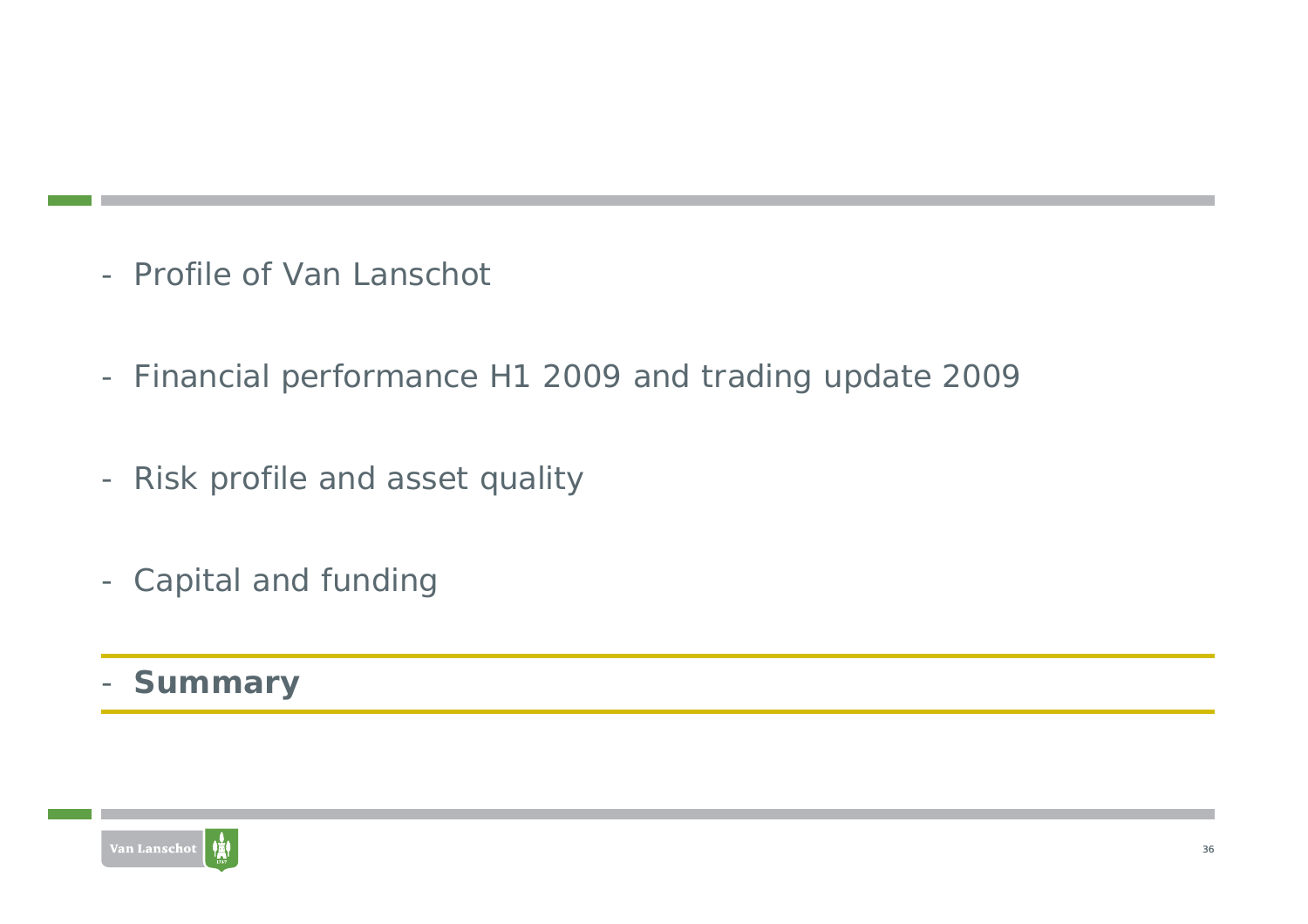- Profile of Van Lanschot
- Financial performance H1 2009 and trading update 2009
- Risk profile and asset quality
- Capital and funding
- **Summary**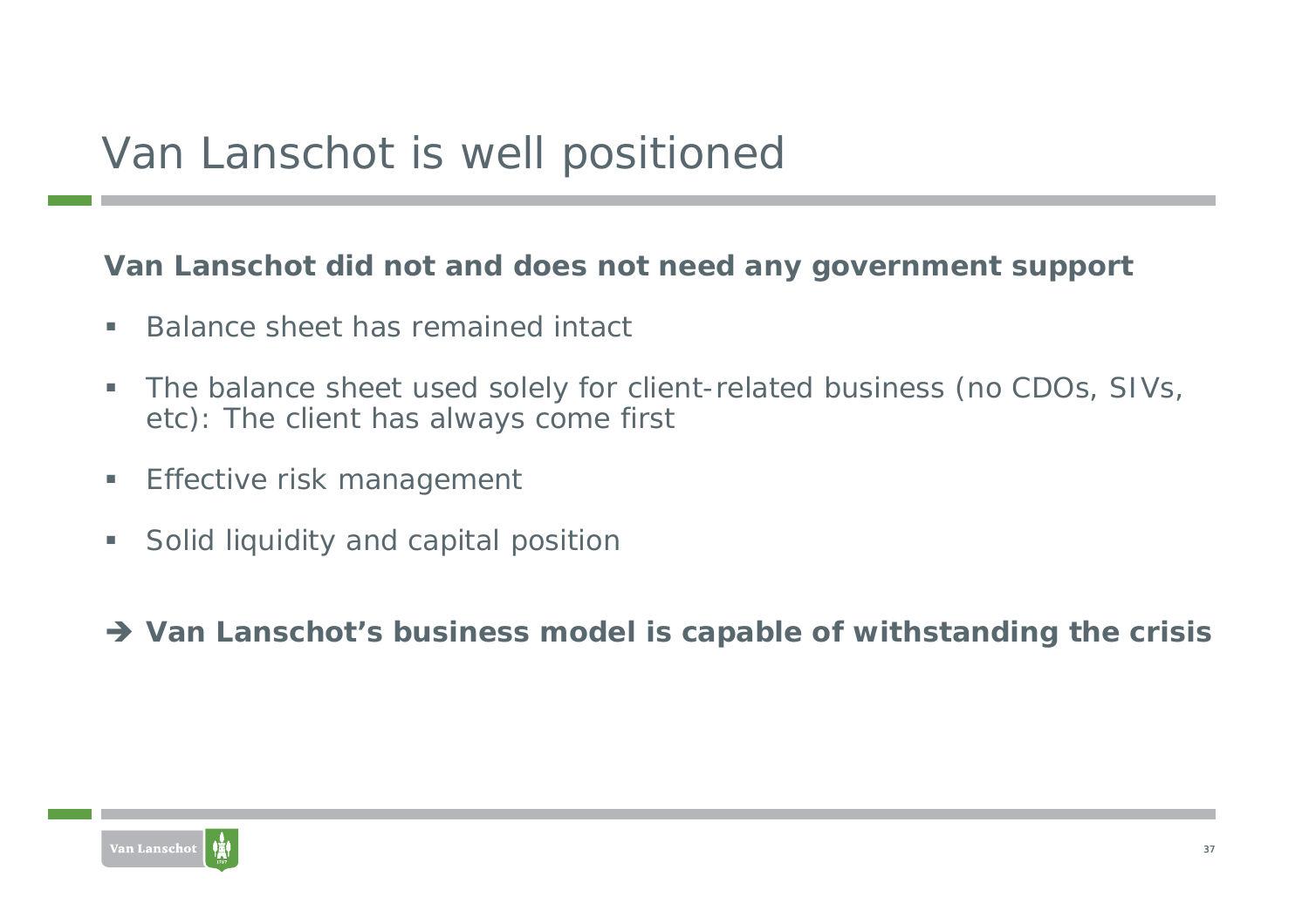# Van Lanschot is well positioned

**Van Lanschot did not and does not need any government support**

- Balance sheet has remained intact
- The balance sheet used solely for client-related business (no CDOs, SIVs, etc): The client has always come first
- Effective risk management
- Solid liquidity and capital position

**➔ Van Lanschot's business model is capable of withstanding the crisis**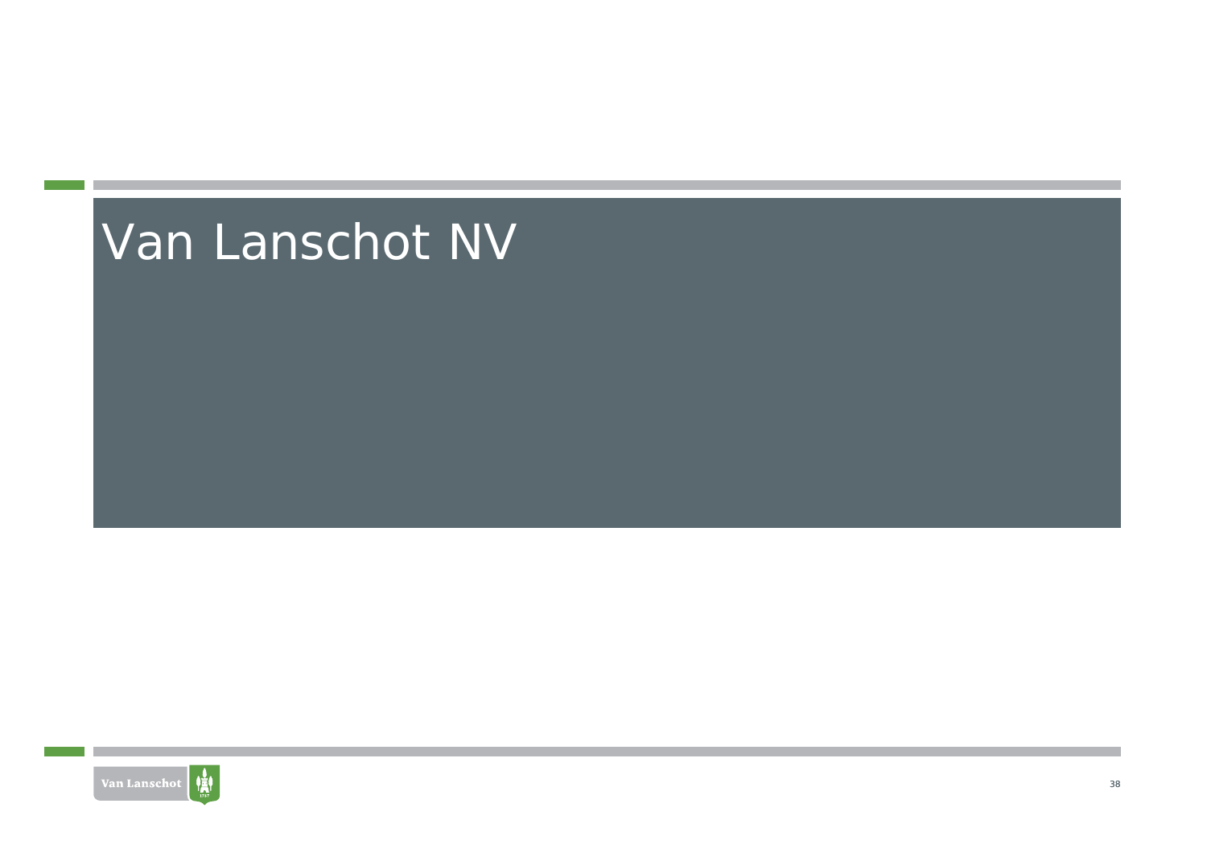# Van Lanschot NV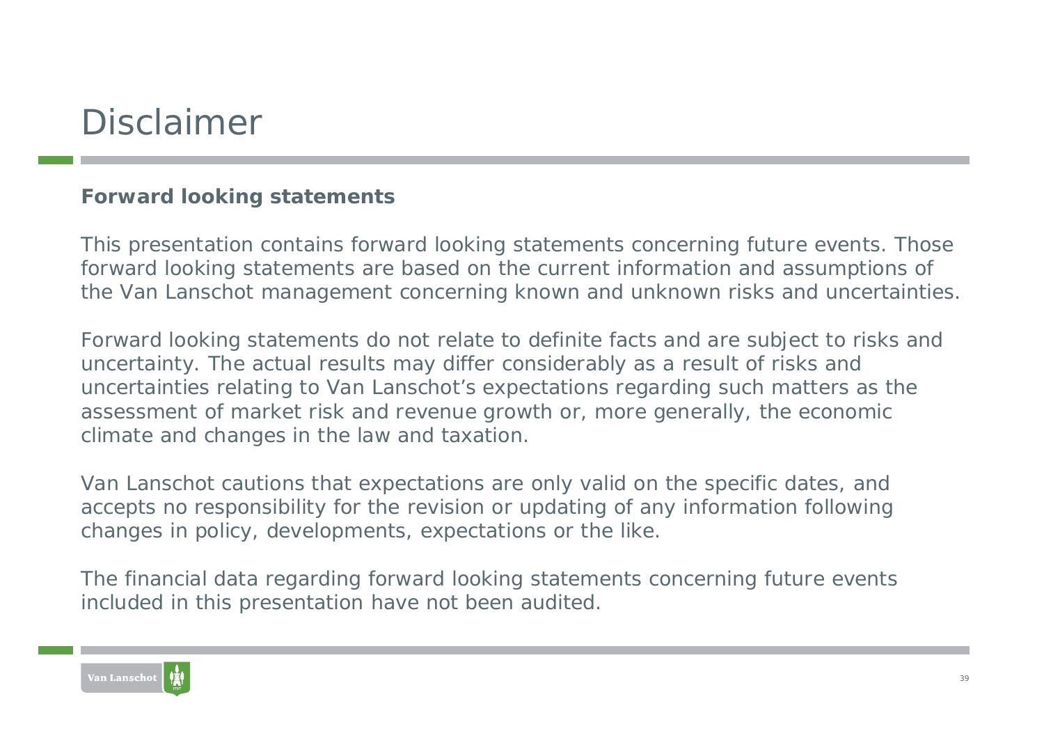# Disclaimer

## Forward looking statements

This presentation contains forward looking statements concerning future events. Those forward looking statements are based on the current information and assumptions of the Van Lanschot management concerning known and unknown risks and uncertainties.

Forward looking statements do not relate to definite facts and are subject to risks and uncertainty. The actual results may differ considerably as a result of risks and uncertainties relating to Van Lanschot's expectations regarding such matters as the assessment of market risk and revenue growth or, more generally, the economic climate and changes in the law and taxation.

Van Lanschot cautions that expectations are only valid on the specific dates, and accepts no responsibility for the revision or updating of any information following changes in policy, developments, expectations or the like.

The financial data regarding forward looking statements concerning future events included in this presentation have not been audited.